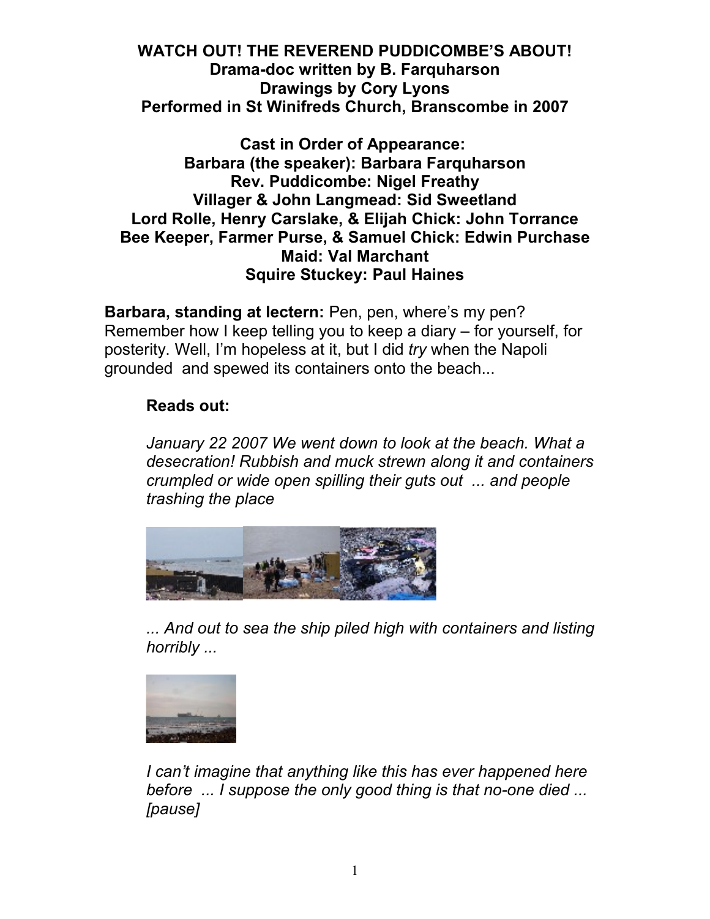# WATCH OUT! THE REVEREND PUDDICOMBE'S ABOUT!

**Drama-doc written by B. Farquharson**
**Drawings by Cory Lyons**
**Performed in St Winifreds Church, Branscombe in 2007**

**Cast in Order of Appearance:**
**Barbara (the speaker): Barbara Farquharson**
**Rev. Puddicombe: Nigel Freathy**
**Villager & John Langmead: Sid Sweetland**
**Lord Rolle, Henry Carslake, & Elijah Chick: John Torrance**
**Bee Keeper, Farmer Purse, & Samuel Chick: Edwin Purchase**
**Maid: Val Marchant**
**Squire Stuckey: Paul Haines**

**Barbara, standing at lectern:** Pen, pen, where's my pen? Remember how I keep telling you to keep a diary – for yourself, for posterity. Well, I'm hopeless at it, but I did *try* when the Napoli grounded and spewed its containers onto the beach...

**Reads out:**

*January 22 2007 We went down to look at the beach. What a desecration! Rubbish and muck strewn along it and containers crumpled or wide open spilling their guts out ... and people trashing the place*

*... And out to sea the ship piled high with containers and listing horribly ...*

*I can't imagine that anything like this has ever happened here before ... I suppose the only good thing is that no-one died ... [pause]*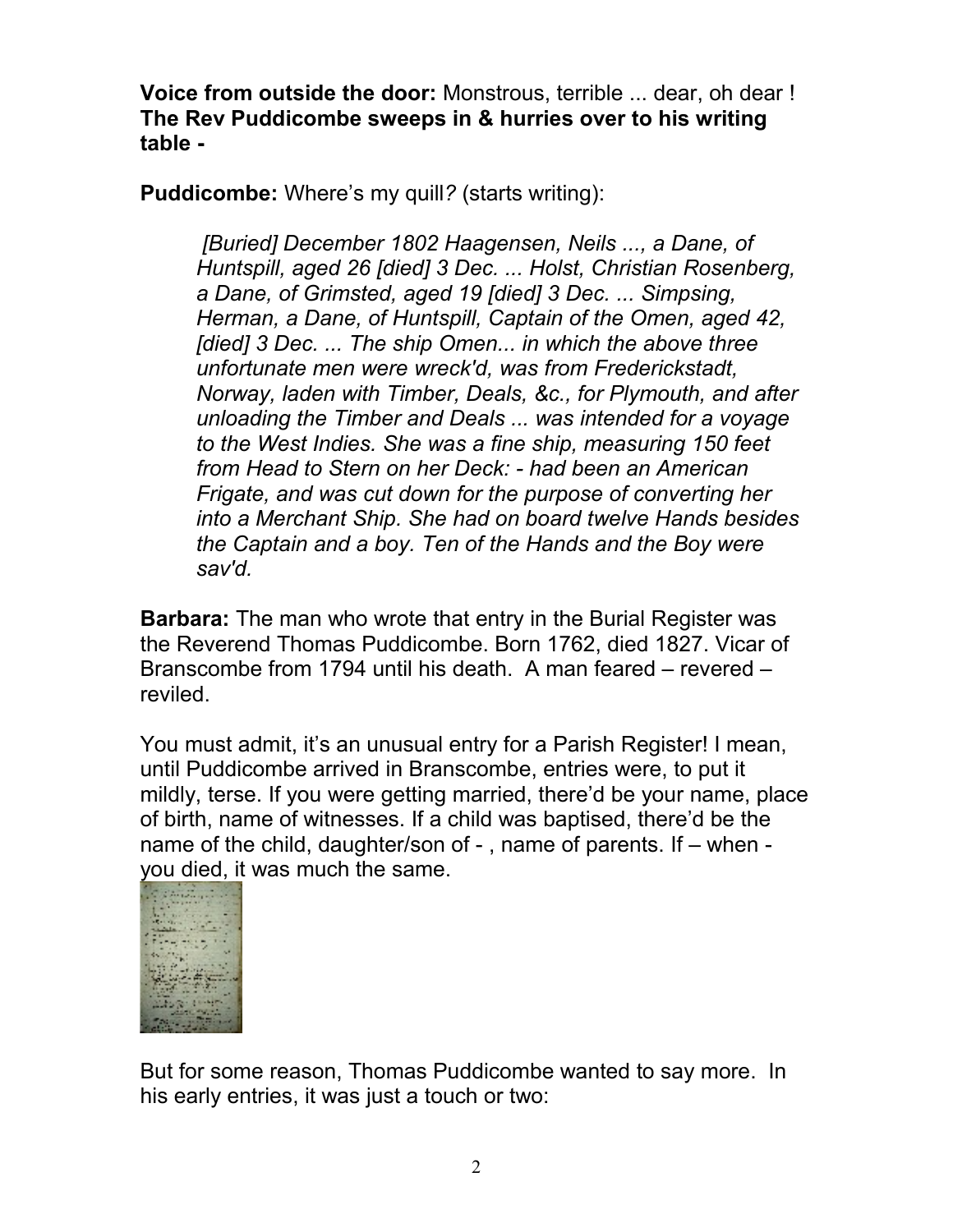**Voice from outside the door:** Monstrous, terrible ... dear, oh dear !
**The Rev Puddicombe sweeps in & hurries over to his writing table -**

**Puddicombe:** Where's my quill? (starts writing):

> *[Buried] December 1802 Haagensen, Neils ..., a Dane, of Huntspill, aged 26 [died] 3 Dec. ... Holst, Christian Rosenberg, a Dane, of Grimsted, aged 19 [died] 3 Dec. ... Simpsing, Herman, a Dane, of Huntspill, Captain of the Omen, aged 42, [died] 3 Dec. ... The ship Omen... in which the above three unfortunate men were wreck'd, was from Frederickstadt, Norway, laden with Timber, Deals, &c., for Plymouth, and after unloading the Timber and Deals ... was intended for a voyage to the West Indies. She was a fine ship, measuring 150 feet from Head to Stern on her Deck: - had been an American Frigate, and was cut down for the purpose of converting her into a Merchant Ship. She had on board twelve Hands besides the Captain and a boy. Ten of the Hands and the Boy were sav'd.*

**Barbara:** The man who wrote that entry in the Burial Register was the Reverend Thomas Puddicombe. Born 1762, died 1827. Vicar of Branscombe from 1794 until his death. A man feared – revered – reviled.

You must admit, it's an unusual entry for a Parish Register! I mean, until Puddicombe arrived in Branscombe, entries were, to put it mildly, terse. If you were getting married, there'd be your name, place of birth, name of witnesses. If a child was baptised, there'd be the name of the child, daughter/son of - , name of parents. If – when - you died, it was much the same.

But for some reason, Thomas Puddicombe wanted to say more. In his early entries, it was just a touch or two: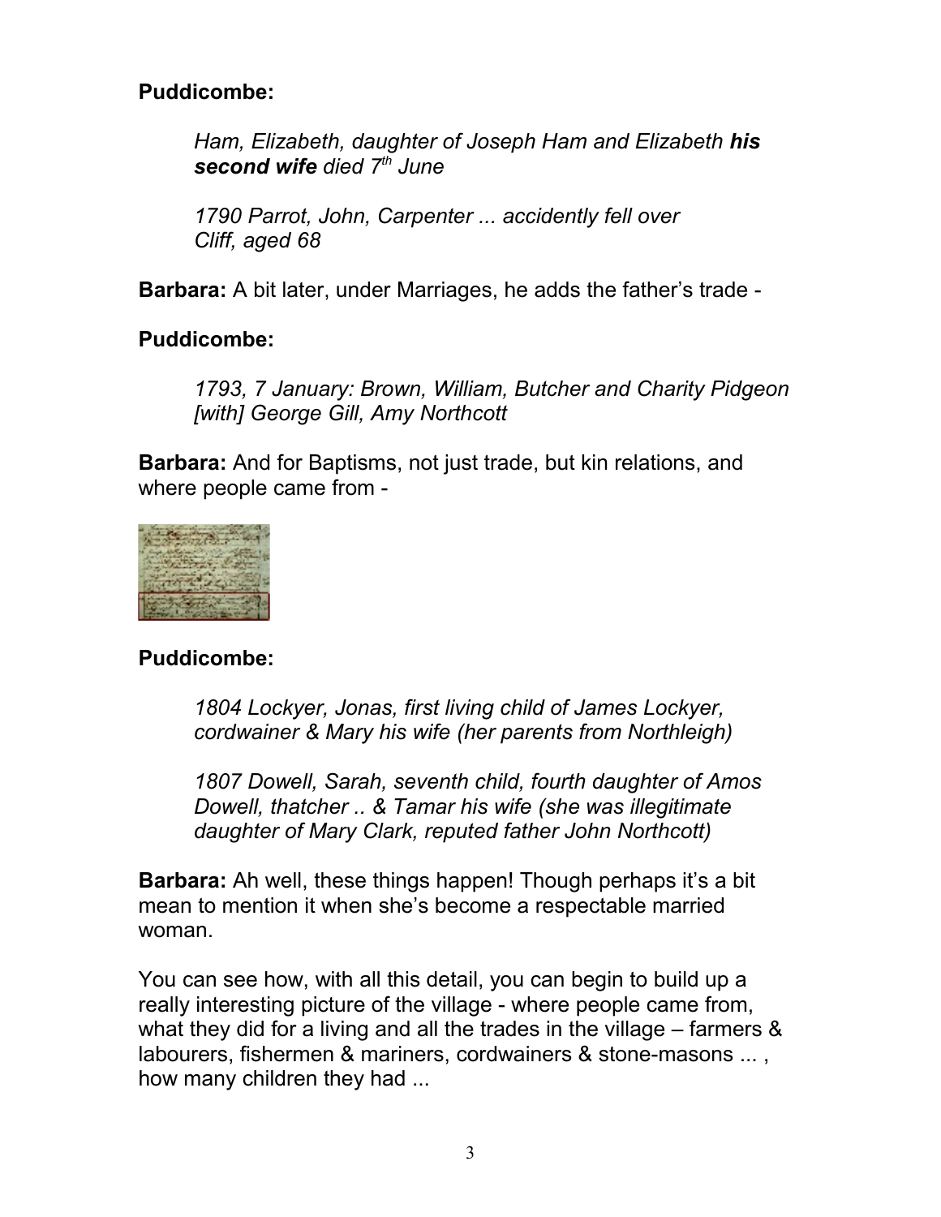**Puddicombe:**

> *Ham, Elizabeth, daughter of Joseph Ham and Elizabeth* ***his second wife*** *died 7th June*
>
> *1790 Parrot, John, Carpenter ... accidently fell over Cliff, aged 68*

**Barbara:** A bit later, under Marriages, he adds the father's trade -

**Puddicombe:**

> *1793, 7 January: Brown, William, Butcher and Charity Pidgeon [with] George Gill, Amy Northcott*

**Barbara:** And for Baptisms, not just trade, but kin relations, and where people came from -

**Puddicombe:**

> *1804 Lockyer, Jonas, first living child of James Lockyer, cordwainer & Mary his wife (her parents from Northleigh)*
>
> *1807 Dowell, Sarah, seventh child, fourth daughter of Amos Dowell, thatcher .. & Tamar his wife (she was illegitimate daughter of Mary Clark, reputed father John Northcott)*

**Barbara:** Ah well, these things happen! Though perhaps it's a bit mean to mention it when she's become a respectable married woman.

You can see how, with all this detail, you can begin to build up a really interesting picture of the village - where people came from, what they did for a living and all the trades in the village – farmers & labourers, fishermen & mariners, cordwainers & stone-masons ... , how many children they had ...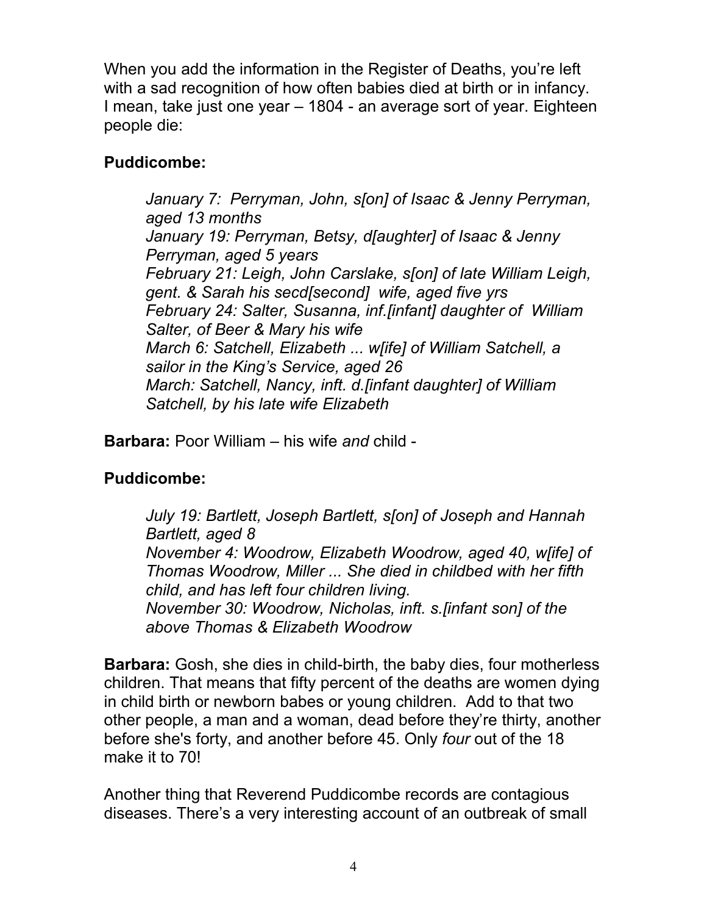When you add the information in the Register of Deaths, you're left with a sad recognition of how often babies died at birth or in infancy. I mean, take just one year – 1804 - an average sort of year. Eighteen people die:

**Puddicombe:**

> *January 7: Perryman, John, s[on] of Isaac & Jenny Perryman, aged 13 months*
> *January 19: Perryman, Betsy, d[aughter] of Isaac & Jenny Perryman, aged 5 years*
> *February 21: Leigh, John Carslake, s[on] of late William Leigh, gent. & Sarah his secd[second] wife, aged five yrs*
> *February 24: Salter, Susanna, inf.[infant] daughter of William Salter, of Beer & Mary his wife*
> *March 6: Satchell, Elizabeth ... w[ife] of William Satchell, a sailor in the King's Service, aged 26*
> *March: Satchell, Nancy, inft. d.[infant daughter] of William Satchell, by his late wife Elizabeth*

**Barbara:** Poor William – his wife *and* child -

**Puddicombe:**

> *July 19: Bartlett, Joseph Bartlett, s[on] of Joseph and Hannah Bartlett, aged 8*
> *November 4: Woodrow, Elizabeth Woodrow, aged 40, w[ife] of Thomas Woodrow, Miller ... She died in childbed with her fifth child, and has left four children living.*
> *November 30: Woodrow, Nicholas, inft. s.[infant son] of the above Thomas & Elizabeth Woodrow*

**Barbara:** Gosh, she dies in child-birth, the baby dies, four motherless children. That means that fifty percent of the deaths are women dying in child birth or newborn babes or young children. Add to that two other people, a man and a woman, dead before they're thirty, another before she's forty, and another before 45. Only *four* out of the 18 make it to 70!

Another thing that Reverend Puddicombe records are contagious diseases. There's a very interesting account of an outbreak of small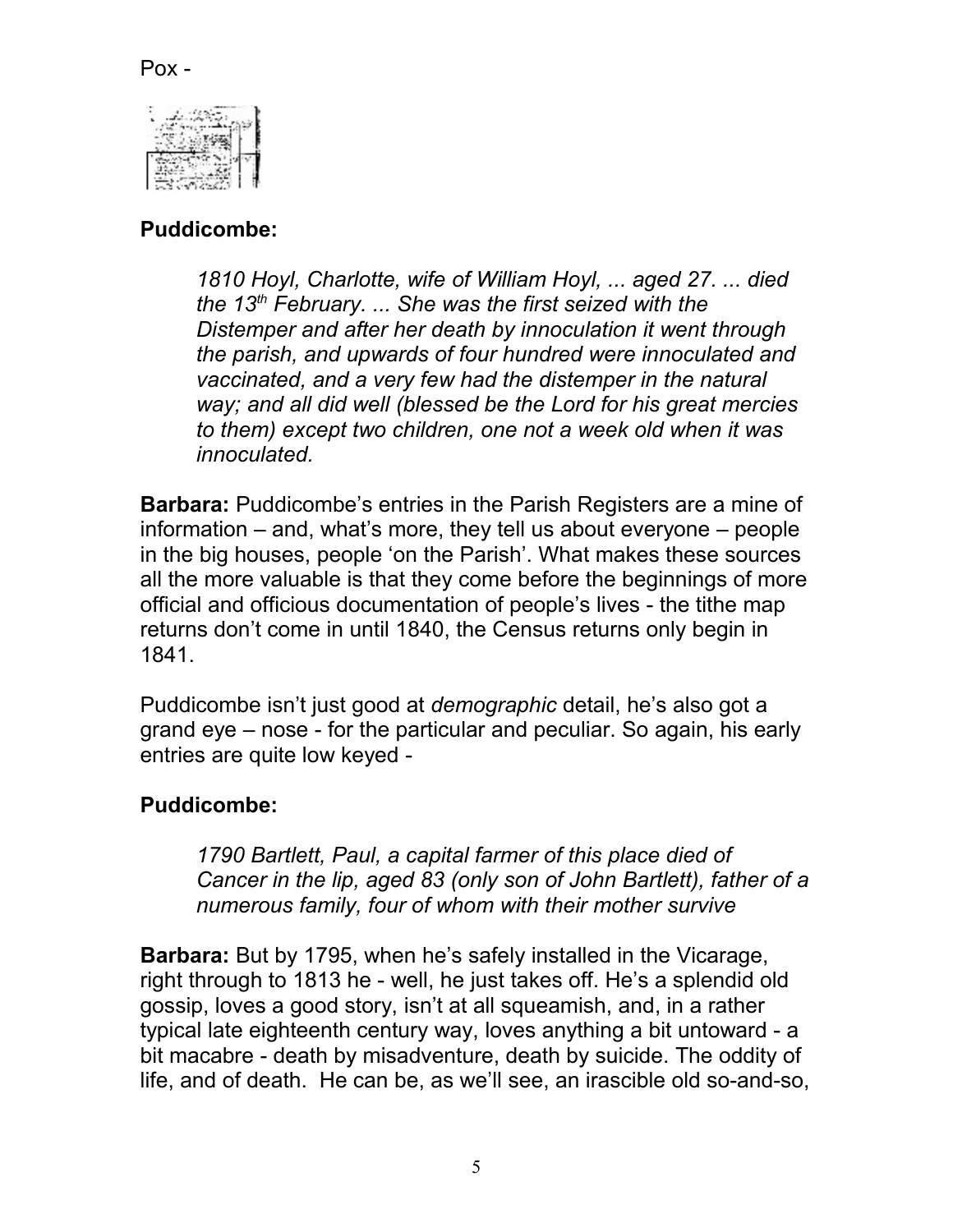Pox -

**Puddicombe:**

> *1810 Hoyl, Charlotte, wife of William Hoyl, ... aged 27. ... died the 13th February. ... She was the first seized with the Distemper and after her death by innoculation it went through the parish, and upwards of four hundred were innoculated and vaccinated, and a very few had the distemper in the natural way; and all did well (blessed be the Lord for his great mercies to them) except two children, one not a week old when it was innoculated.*

**Barbara:** Puddicombe's entries in the Parish Registers are a mine of information – and, what's more, they tell us about everyone – people in the big houses, people 'on the Parish'. What makes these sources all the more valuable is that they come before the beginnings of more official and officious documentation of people's lives - the tithe map returns don't come in until 1840, the Census returns only begin in 1841.

Puddicombe isn't just good at *demographic* detail, he's also got a grand eye – nose - for the particular and peculiar. So again, his early entries are quite low keyed -

**Puddicombe:**

> *1790 Bartlett, Paul, a capital farmer of this place died of Cancer in the lip, aged 83 (only son of John Bartlett), father of a numerous family, four of whom with their mother survive*

**Barbara:** But by 1795, when he's safely installed in the Vicarage, right through to 1813 he - well, he just takes off. He's a splendid old gossip, loves a good story, isn't at all squeamish, and, in a rather typical late eighteenth century way, loves anything a bit untoward - a bit macabre - death by misadventure, death by suicide. The oddity of life, and of death. He can be, as we'll see, an irascible old so-and-so,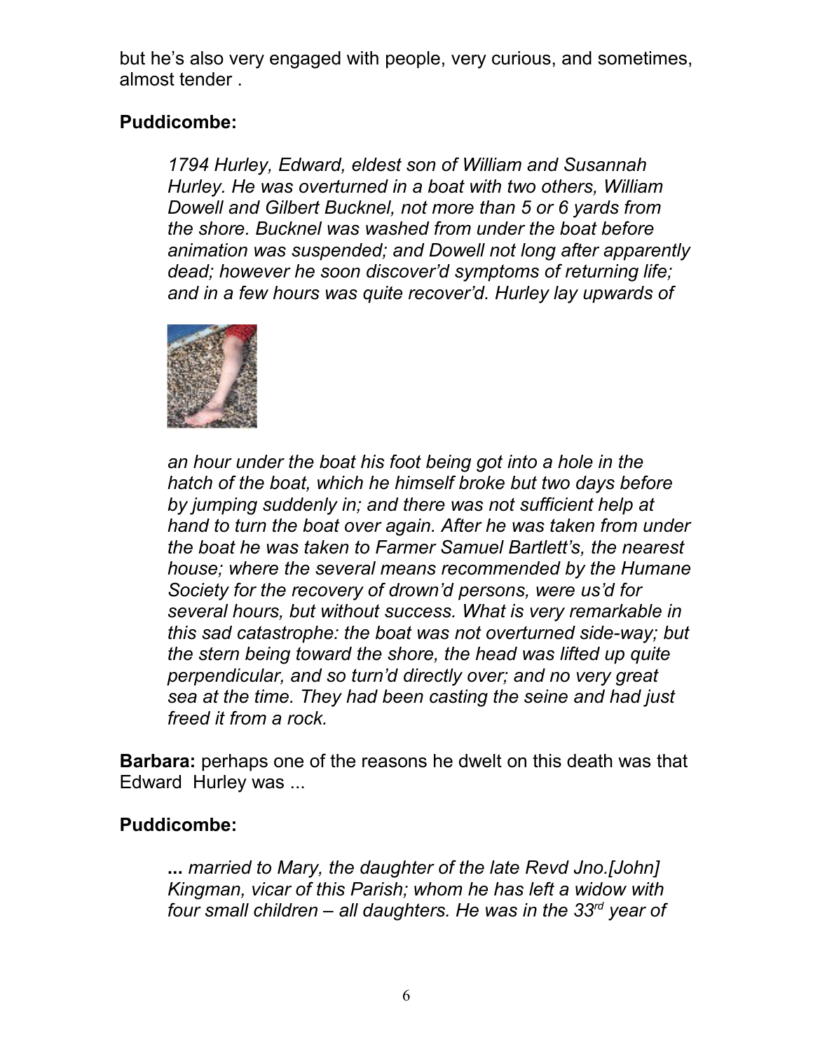but he's also very engaged with people, very curious, and sometimes, almost tender .

**Puddicombe:**

> *1794 Hurley, Edward, eldest son of William and Susannah Hurley. He was overturned in a boat with two others, William Dowell and Gilbert Bucknel, not more than 5 or 6 yards from the shore. Bucknel was washed from under the boat before animation was suspended; and Dowell not long after apparently dead; however he soon discover'd symptoms of returning life; and in a few hours was quite recover'd. Hurley lay upwards of an hour under the boat his foot being got into a hole in the hatch of the boat, which he himself broke but two days before by jumping suddenly in; and there was not sufficient help at hand to turn the boat over again. After he was taken from under the boat he was taken to Farmer Samuel Bartlett's, the nearest house; where the several means recommended by the Humane Society for the recovery of drown'd persons, were us'd for several hours, but without success. What is very remarkable in this sad catastrophe: the boat was not overturned side-way; but the stern being toward the shore, the head was lifted up quite perpendicular, and so turn'd directly over; and no very great sea at the time. They had been casting the seine and had just freed it from a rock.*

**Barbara:** perhaps one of the reasons he dwelt on this death was that Edward Hurley was ...

**Puddicombe:**

> **...** *married to Mary, the daughter of the late Revd Jno.[John] Kingman, vicar of this Parish; whom he has left a widow with four small children – all daughters. He was in the 33rd year of*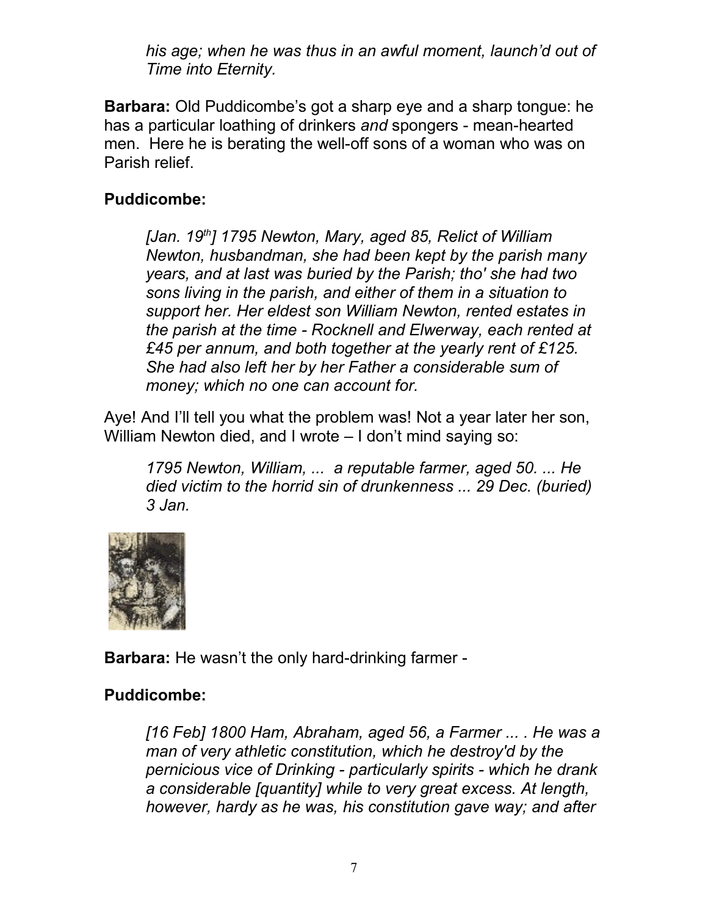*his age; when he was thus in an awful moment, launch'd out of Time into Eternity.*

**Barbara:** Old Puddicombe's got a sharp eye and a sharp tongue: he has a particular loathing of drinkers *and* spongers - mean-hearted men. Here he is berating the well-off sons of a woman who was on Parish relief.

**Puddicombe:**

> *[Jan. 19th] 1795 Newton, Mary, aged 85, Relict of William Newton, husbandman, she had been kept by the parish many years, and at last was buried by the Parish; tho' she had two sons living in the parish, and either of them in a situation to support her. Her eldest son William Newton, rented estates in the parish at the time - Rocknell and Elwerway, each rented at £45 per annum, and both together at the yearly rent of £125. She had also left her by her Father a considerable sum of money; which no one can account for.*

Aye! And I'll tell you what the problem was! Not a year later her son, William Newton died, and I wrote – I don't mind saying so:

> *1795 Newton, William, ... a reputable farmer, aged 50. ... He died victim to the horrid sin of drunkenness ... 29 Dec. (buried) 3 Jan.*

**Barbara:** He wasn't the only hard-drinking farmer -

**Puddicombe:**

> *[16 Feb] 1800 Ham, Abraham, aged 56, a Farmer ... . He was a man of very athletic constitution, which he destroy'd by the pernicious vice of Drinking - particularly spirits - which he drank a considerable [quantity] while to very great excess. At length, however, hardy as he was, his constitution gave way; and after*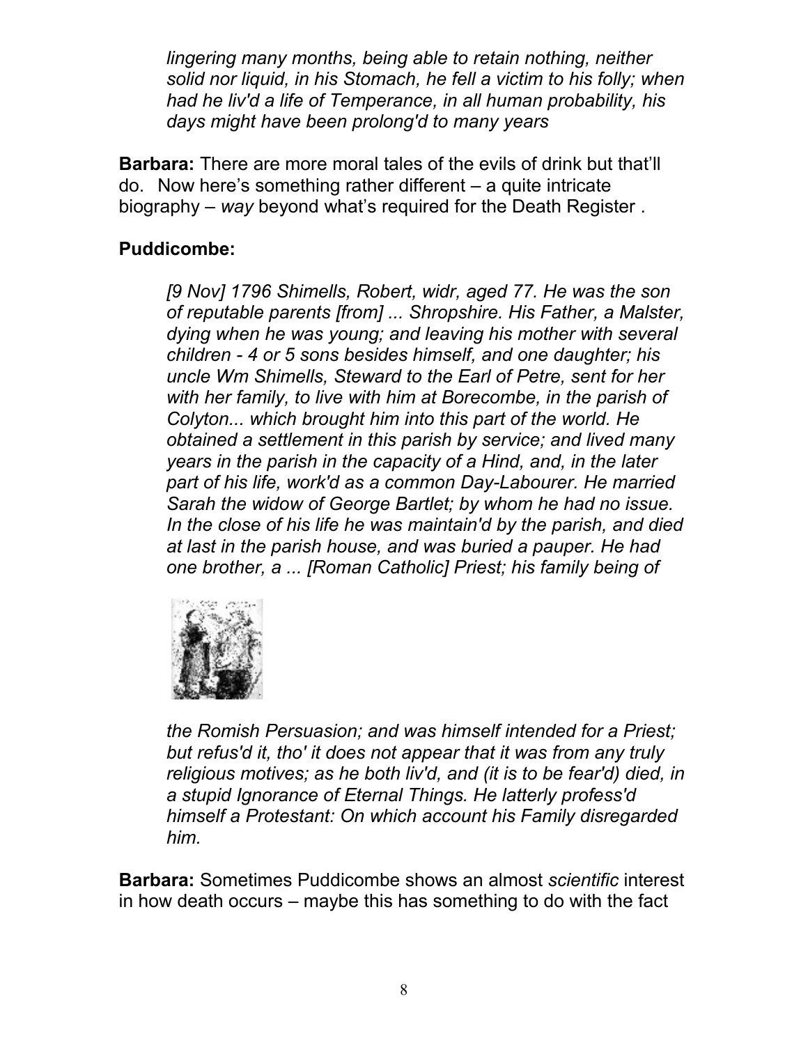*lingering many months, being able to retain nothing, neither solid nor liquid, in his Stomach, he fell a victim to his folly; when had he liv'd a life of Temperance, in all human probability, his days might have been prolong'd to many years*

**Barbara:** There are more moral tales of the evils of drink but that'll do. Now here's something rather different – a quite intricate biography – *way* beyond what's required for the Death Register .

**Puddicombe:**

*[9 Nov] 1796 Shimells, Robert, widr, aged 77. He was the son of reputable parents [from] ... Shropshire. His Father, a Malster, dying when he was young; and leaving his mother with several children - 4 or 5 sons besides himself, and one daughter; his uncle Wm Shimells, Steward to the Earl of Petre, sent for her with her family, to live with him at Borecombe, in the parish of Colyton... which brought him into this part of the world. He obtained a settlement in this parish by service; and lived many years in the parish in the capacity of a Hind, and, in the later part of his life, work'd as a common Day-Labourer. He married Sarah the widow of George Bartlet; by whom he had no issue. In the close of his life he was maintain'd by the parish, and died at last in the parish house, and was buried a pauper. He had one brother, a ... [Roman Catholic] Priest; his family being of the Romish Persuasion; and was himself intended for a Priest; but refus'd it, tho' it does not appear that it was from any truly religious motives; as he both liv'd, and (it is to be fear'd) died, in a stupid Ignorance of Eternal Things. He latterly profess'd himself a Protestant: On which account his Family disregarded him.*

**Barbara:** Sometimes Puddicombe shows an almost *scientific* interest in how death occurs – maybe this has something to do with the fact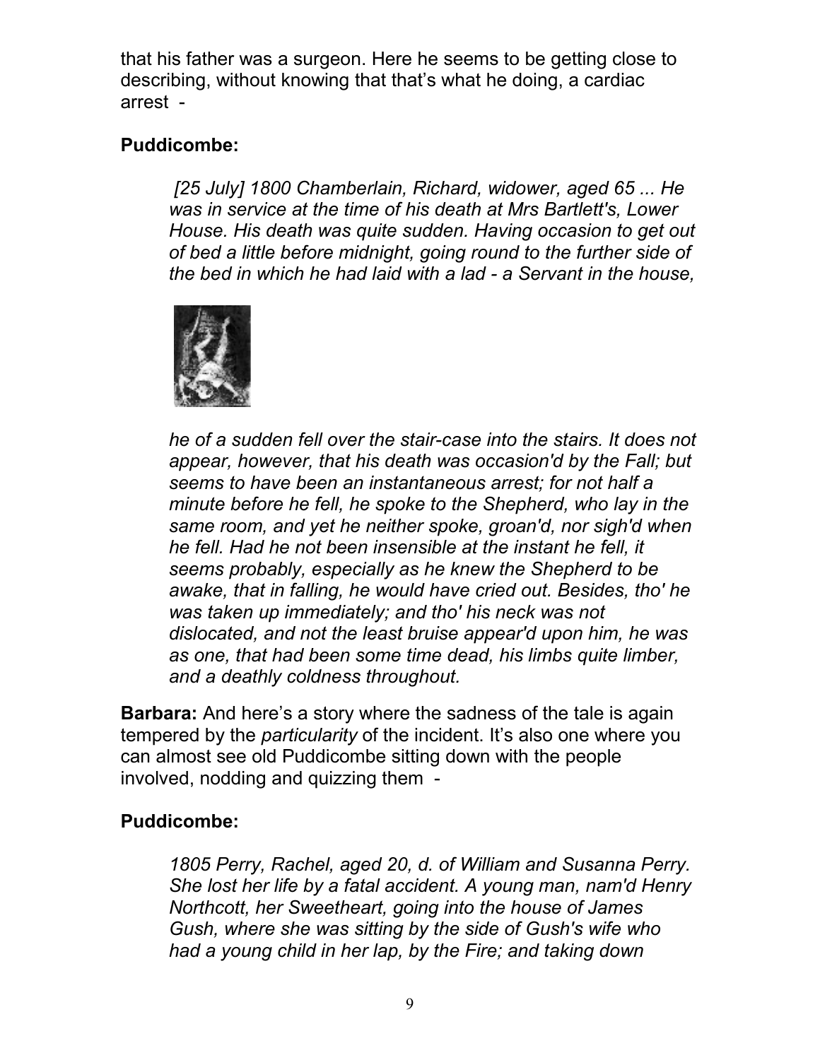that his father was a surgeon. Here he seems to be getting close to describing, without knowing that that's what he doing, a cardiac arrest -

**Puddicombe:**

> *[25 July] 1800 Chamberlain, Richard, widower, aged 65 ... He was in service at the time of his death at Mrs Bartlett's, Lower House. His death was quite sudden. Having occasion to get out of bed a little before midnight, going round to the further side of the bed in which he had laid with a lad - a Servant in the house,*
>
> *he of a sudden fell over the stair-case into the stairs. It does not appear, however, that his death was occasion'd by the Fall; but seems to have been an instantaneous arrest; for not half a minute before he fell, he spoke to the Shepherd, who lay in the same room, and yet he neither spoke, groan'd, nor sigh'd when he fell. Had he not been insensible at the instant he fell, it seems probably, especially as he knew the Shepherd to be awake, that in falling, he would have cried out. Besides, tho' he was taken up immediately; and tho' his neck was not dislocated, and not the least bruise appear'd upon him, he was as one, that had been some time dead, his limbs quite limber, and a deathly coldness throughout.*

**Barbara:** And here's a story where the sadness of the tale is again tempered by the *particularity* of the incident. It's also one where you can almost see old Puddicombe sitting down with the people involved, nodding and quizzing them -

**Puddicombe:**

> *1805 Perry, Rachel, aged 20, d. of William and Susanna Perry. She lost her life by a fatal accident. A young man, nam'd Henry Northcott, her Sweetheart, going into the house of James Gush, where she was sitting by the side of Gush's wife who had a young child in her lap, by the Fire; and taking down*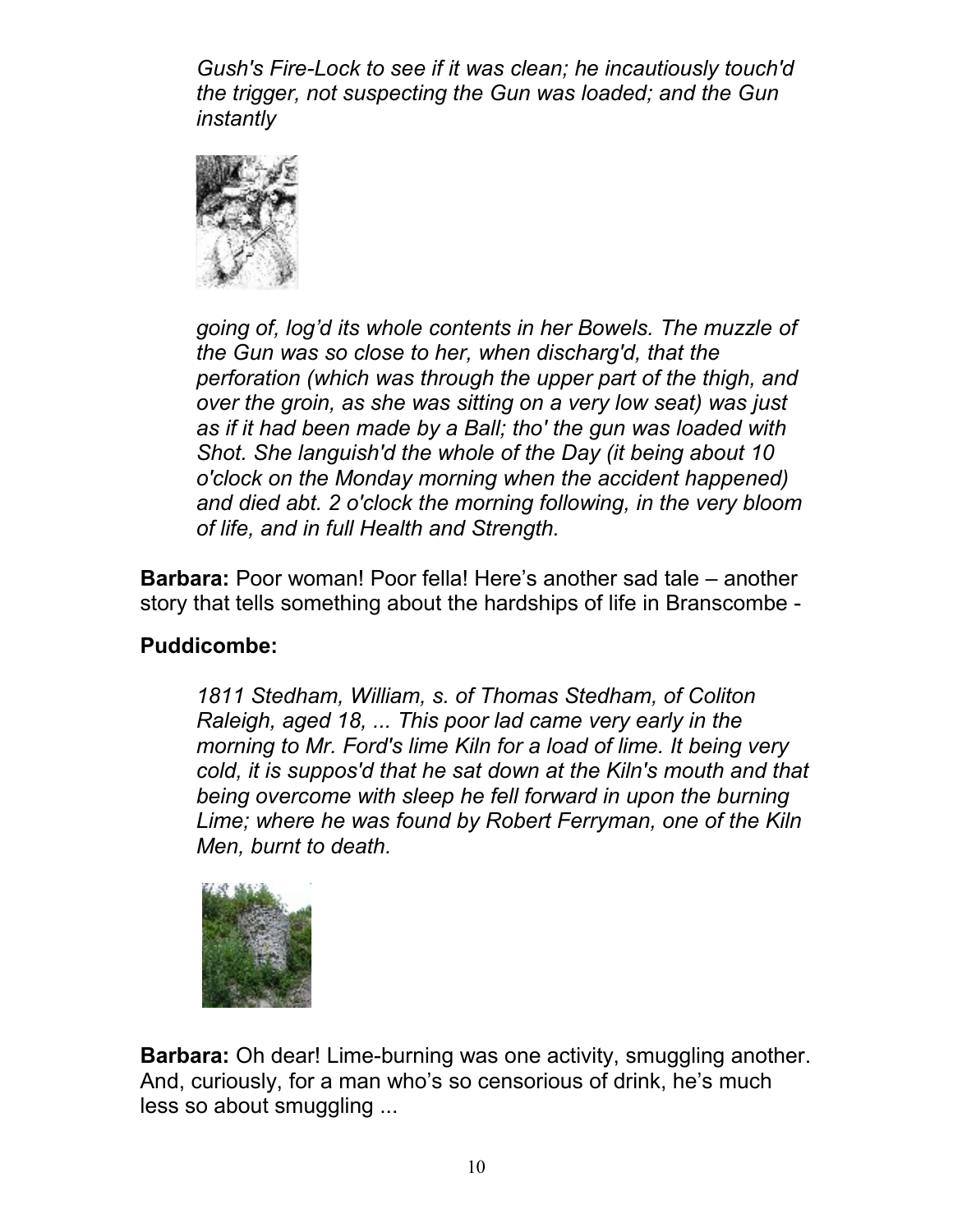*Gush's Fire-Lock to see if it was clean; he incautiously touch'd the trigger, not suspecting the Gun was loaded; and the Gun instantly*

*going of, log'd its whole contents in her Bowels. The muzzle of the Gun was so close to her, when discharg'd, that the perforation (which was through the upper part of the thigh, and over the groin, as she was sitting on a very low seat) was just as if it had been made by a Ball; tho' the gun was loaded with Shot. She languish'd the whole of the Day (it being about 10 o'clock on the Monday morning when the accident happened) and died abt. 2 o'clock the morning following, in the very bloom of life, and in full Health and Strength.*

**Barbara:** Poor woman! Poor fella! Here's another sad tale – another story that tells something about the hardships of life in Branscombe -

**Puddicombe:**

*1811 Stedham, William, s. of Thomas Stedham, of Coliton Raleigh, aged 18, ... This poor lad came very early in the morning to Mr. Ford's lime Kiln for a load of lime. It being very cold, it is suppos'd that he sat down at the Kiln's mouth and that being overcome with sleep he fell forward in upon the burning Lime; where he was found by Robert Ferryman, one of the Kiln Men, burnt to death.*

**Barbara:** Oh dear! Lime-burning was one activity, smuggling another. And, curiously, for a man who's so censorious of drink, he's much less so about smuggling ...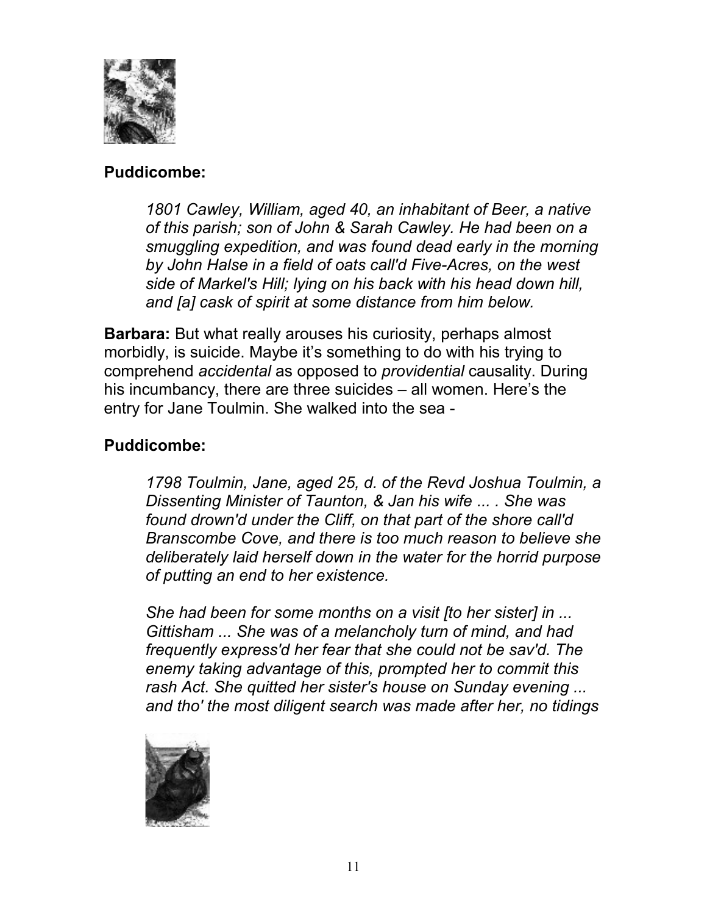**Puddicombe:**

> *1801 Cawley, William, aged 40, an inhabitant of Beer, a native of this parish; son of John & Sarah Cawley. He had been on a smuggling expedition, and was found dead early in the morning by John Halse in a field of oats call'd Five-Acres, on the west side of Markel's Hill; lying on his back with his head down hill, and [a] cask of spirit at some distance from him below.*

**Barbara:** But what really arouses his curiosity, perhaps almost morbidly, is suicide. Maybe it's something to do with his trying to comprehend *accidental* as opposed to *providential* causality. During his incumbancy, there are three suicides – all women. Here's the entry for Jane Toulmin. She walked into the sea -

**Puddicombe:**

> *1798 Toulmin, Jane, aged 25, d. of the Revd Joshua Toulmin, a Dissenting Minister of Taunton, & Jan his wife ... . She was found drown'd under the Cliff, on that part of the shore call'd Branscombe Cove, and there is too much reason to believe she deliberately laid herself down in the water for the horrid purpose of putting an end to her existence.*
>
> *She had been for some months on a visit [to her sister] in ... Gittisham ... She was of a melancholy turn of mind, and had frequently express'd her fear that she could not be sav'd. The enemy taking advantage of this, prompted her to commit this rash Act. She quitted her sister's house on Sunday evening ... and tho' the most diligent search was made after her, no tidings*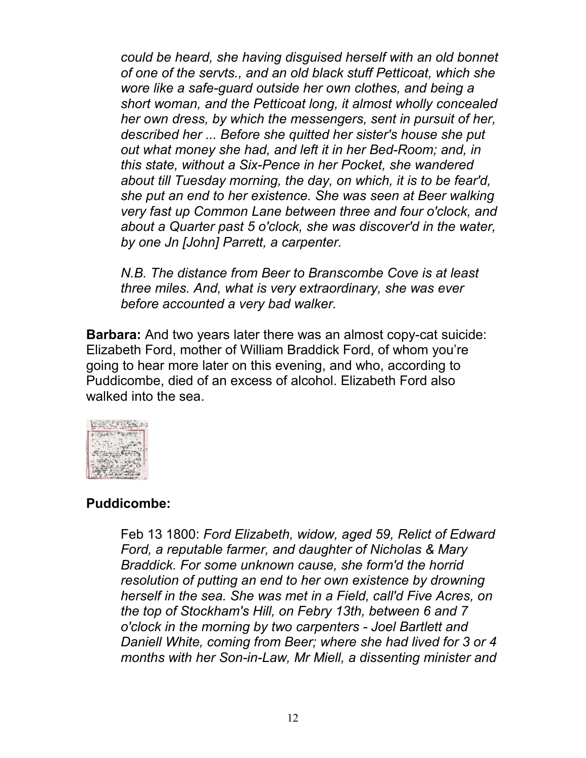*could be heard, she having disguised herself with an old bonnet of one of the servts., and an old black stuff Petticoat, which she wore like a safe-guard outside her own clothes, and being a short woman, and the Petticoat long, it almost wholly concealed her own dress, by which the messengers, sent in pursuit of her, described her ... Before she quitted her sister's house she put out what money she had, and left it in her Bed-Room; and, in this state, without a Six-Pence in her Pocket, she wandered about till Tuesday morning, the day, on which, it is to be fear'd, she put an end to her existence. She was seen at Beer walking very fast up Common Lane between three and four o'clock, and about a Quarter past 5 o'clock, she was discover'd in the water, by one Jn [John] Parrett, a carpenter.*

*N.B. The distance from Beer to Branscombe Cove is at least three miles. And, what is very extraordinary, she was ever before accounted a very bad walker.*

**Barbara:** And two years later there was an almost copy-cat suicide: Elizabeth Ford, mother of William Braddick Ford, of whom you're going to hear more later on this evening, and who, according to Puddicombe, died of an excess of alcohol. Elizabeth Ford also walked into the sea.

**Puddicombe:**

Feb 13 1800: *Ford Elizabeth, widow, aged 59, Relict of Edward Ford, a reputable farmer, and daughter of Nicholas & Mary Braddick. For some unknown cause, she form'd the horrid resolution of putting an end to her own existence by drowning herself in the sea. She was met in a Field, call'd Five Acres, on the top of Stockham's Hill, on Febry 13th, between 6 and 7 o'clock in the morning by two carpenters - Joel Bartlett and Daniell White, coming from Beer; where she had lived for 3 or 4 months with her Son-in-Law, Mr Miell, a dissenting minister and*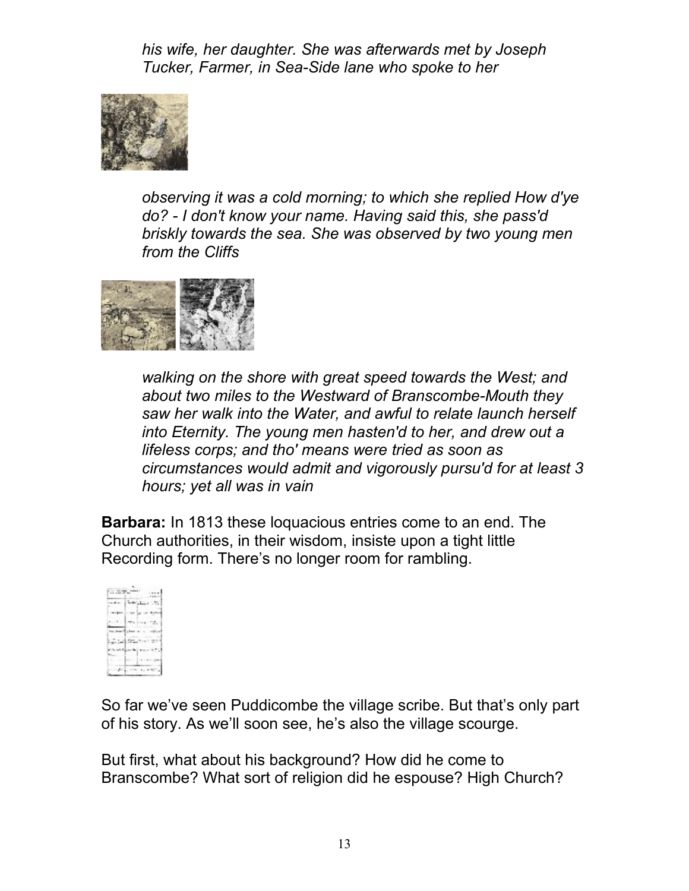*his wife, her daughter. She was afterwards met by Joseph Tucker, Farmer, in Sea-Side lane who spoke to her*

*observing it was a cold morning; to which she replied How d'ye do? - I don't know your name. Having said this, she pass'd briskly towards the sea. She was observed by two young men from the Cliffs*

*walking on the shore with great speed towards the West; and about two miles to the Westward of Branscombe-Mouth they saw her walk into the Water, and awful to relate launch herself into Eternity. The young men hasten'd to her, and drew out a lifeless corps; and tho' means were tried as soon as circumstances would admit and vigorously pursu'd for at least 3 hours; yet all was in vain*

**Barbara:** In 1813 these loquacious entries come to an end. The Church authorities, in their wisdom, insiste upon a tight little Recording form. There's no longer room for rambling.

So far we've seen Puddicombe the village scribe. But that's only part of his story. As we'll soon see, he's also the village scourge.

But first, what about his background? How did he come to Branscombe? What sort of religion did he espouse? High Church?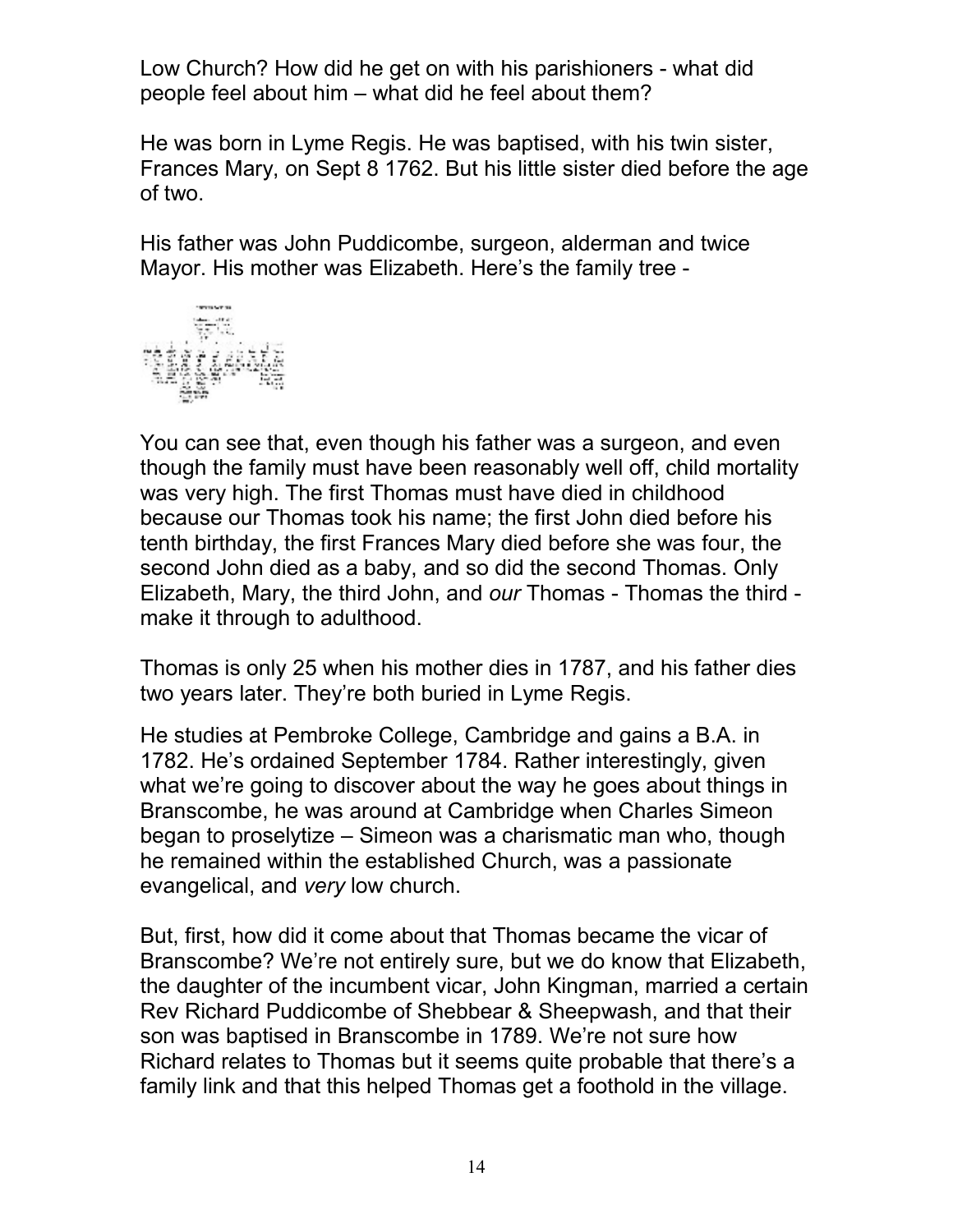Low Church? How did he get on with his parishioners - what did people feel about him – what did he feel about them?

He was born in Lyme Regis. He was baptised, with his twin sister, Frances Mary, on Sept 8 1762. But his little sister died before the age of two.

His father was John Puddicombe, surgeon, alderman and twice Mayor. His mother was Elizabeth. Here's the family tree -

You can see that, even though his father was a surgeon, and even though the family must have been reasonably well off, child mortality was very high. The first Thomas must have died in childhood because our Thomas took his name; the first John died before his tenth birthday, the first Frances Mary died before she was four, the second John died as a baby, and so did the second Thomas. Only Elizabeth, Mary, the third John, and *our* Thomas - Thomas the third - make it through to adulthood.

Thomas is only 25 when his mother dies in 1787, and his father dies two years later. They're both buried in Lyme Regis.

He studies at Pembroke College, Cambridge and gains a B.A. in 1782. He's ordained September 1784. Rather interestingly, given what we're going to discover about the way he goes about things in Branscombe, he was around at Cambridge when Charles Simeon began to proselytize – Simeon was a charismatic man who, though he remained within the established Church, was a passionate evangelical, and *very* low church.

But, first, how did it come about that Thomas became the vicar of Branscombe? We're not entirely sure, but we do know that Elizabeth, the daughter of the incumbent vicar, John Kingman, married a certain Rev Richard Puddicombe of Shebbear & Sheepwash, and that their son was baptised in Branscombe in 1789. We're not sure how Richard relates to Thomas but it seems quite probable that there's a family link and that this helped Thomas get a foothold in the village.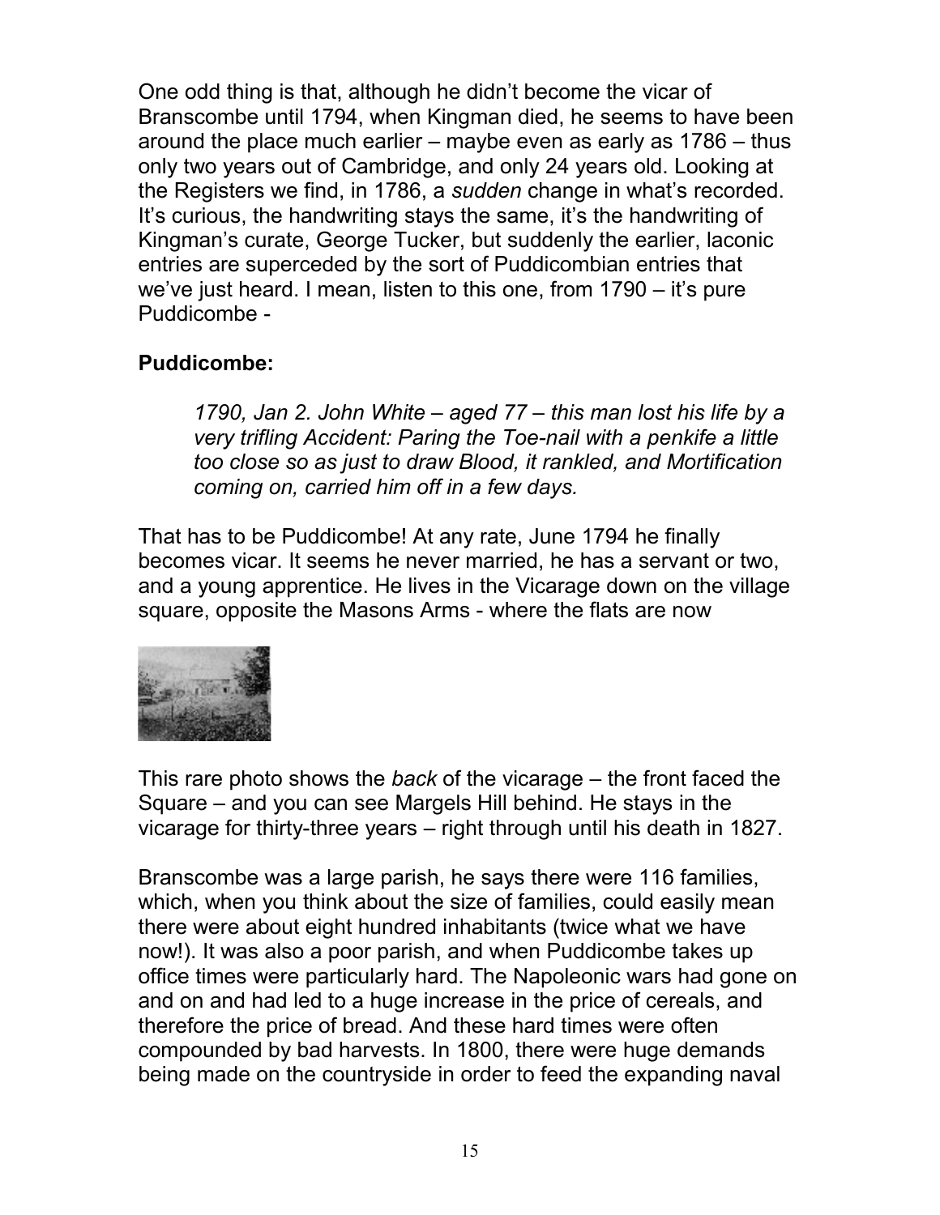One odd thing is that, although he didn't become the vicar of Branscombe until 1794, when Kingman died, he seems to have been around the place much earlier – maybe even as early as 1786 – thus only two years out of Cambridge, and only 24 years old. Looking at the Registers we find, in 1786, a *sudden* change in what's recorded. It's curious, the handwriting stays the same, it's the handwriting of Kingman's curate, George Tucker, but suddenly the earlier, laconic entries are superceded by the sort of Puddicombian entries that we've just heard. I mean, listen to this one, from 1790 – it's pure Puddicombe -

**Puddicombe:**

> *1790, Jan 2. John White – aged 77 – this man lost his life by a very trifling Accident: Paring the Toe-nail with a penkife a little too close so as just to draw Blood, it rankled, and Mortification coming on, carried him off in a few days.*

That has to be Puddicombe! At any rate, June 1794 he finally becomes vicar. It seems he never married, he has a servant or two, and a young apprentice. He lives in the Vicarage down on the village square, opposite the Masons Arms - where the flats are now

This rare photo shows the *back* of the vicarage – the front faced the Square – and you can see Margels Hill behind. He stays in the vicarage for thirty-three years – right through until his death in 1827.

Branscombe was a large parish, he says there were 116 families, which, when you think about the size of families, could easily mean there were about eight hundred inhabitants (twice what we have now!). It was also a poor parish, and when Puddicombe takes up office times were particularly hard. The Napoleonic wars had gone on and on and had led to a huge increase in the price of cereals, and therefore the price of bread. And these hard times were often compounded by bad harvests. In 1800, there were huge demands being made on the countryside in order to feed the expanding naval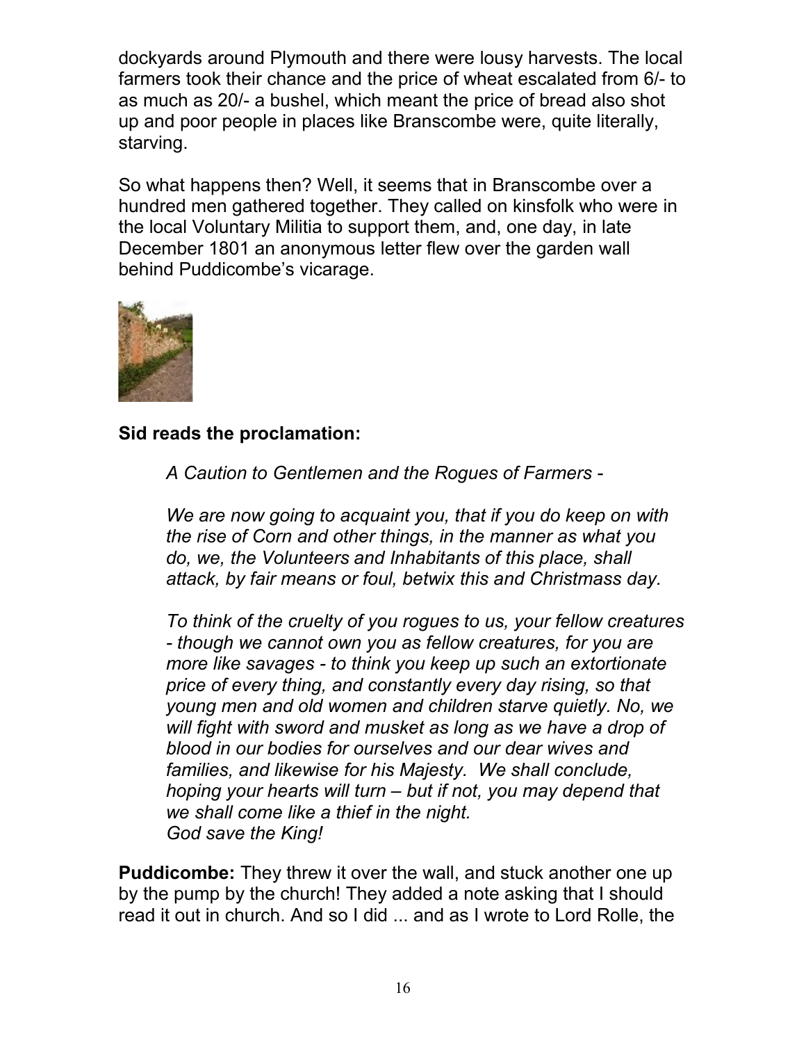dockyards around Plymouth and there were lousy harvests. The local farmers took their chance and the price of wheat escalated from 6/- to as much as 20/- a bushel, which meant the price of bread also shot up and poor people in places like Branscombe were, quite literally, starving.

So what happens then? Well, it seems that in Branscombe over a hundred men gathered together. They called on kinsfolk who were in the local Voluntary Militia to support them, and, one day, in late December 1801 an anonymous letter flew over the garden wall behind Puddicombe's vicarage.

**Sid reads the proclamation:**

> *A Caution to Gentlemen and the Rogues of Farmers -*
>
> *We are now going to acquaint you, that if you do keep on with the rise of Corn and other things, in the manner as what you do, we, the Volunteers and Inhabitants of this place, shall attack, by fair means or foul, betwix this and Christmass day.*
>
> *To think of the cruelty of you rogues to us, your fellow creatures - though we cannot own you as fellow creatures, for you are more like savages - to think you keep up such an extortionate price of every thing, and constantly every day rising, so that young men and old women and children starve quietly. No, we will fight with sword and musket as long as we have a drop of blood in our bodies for ourselves and our dear wives and families, and likewise for his Majesty. We shall conclude, hoping your hearts will turn – but if not, you may depend that we shall come like a thief in the night.*
> *God save the King!*

**Puddicombe:** They threw it over the wall, and stuck another one up by the pump by the church! They added a note asking that I should read it out in church. And so I did ... and as I wrote to Lord Rolle, the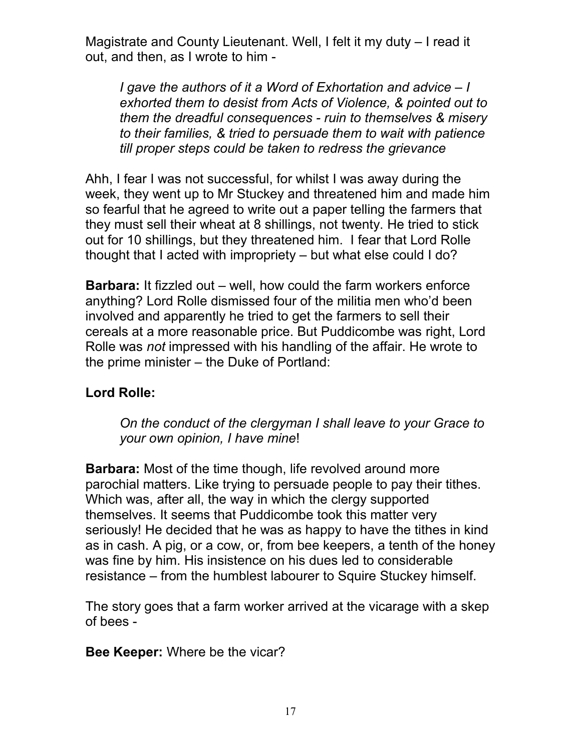Magistrate and County Lieutenant. Well, I felt it my duty – I read it out, and then, as I wrote to him -

> *I gave the authors of it a Word of Exhortation and advice – I exhorted them to desist from Acts of Violence, & pointed out to them the dreadful consequences - ruin to themselves & misery to their families, & tried to persuade them to wait with patience till proper steps could be taken to redress the grievance*

Ahh, I fear I was not successful, for whilst I was away during the week, they went up to Mr Stuckey and threatened him and made him so fearful that he agreed to write out a paper telling the farmers that they must sell their wheat at 8 shillings, not twenty. He tried to stick out for 10 shillings, but they threatened him. I fear that Lord Rolle thought that I acted with impropriety – but what else could I do?

**Barbara:** It fizzled out – well, how could the farm workers enforce anything? Lord Rolle dismissed four of the militia men who'd been involved and apparently he tried to get the farmers to sell their cereals at a more reasonable price. But Puddicombe was right, Lord Rolle was *not* impressed with his handling of the affair. He wrote to the prime minister – the Duke of Portland:

**Lord Rolle:**

> *On the conduct of the clergyman I shall leave to your Grace to your own opinion, I have mine*!

**Barbara:** Most of the time though, life revolved around more parochial matters. Like trying to persuade people to pay their tithes. Which was, after all, the way in which the clergy supported themselves. It seems that Puddicombe took this matter very seriously! He decided that he was as happy to have the tithes in kind as in cash. A pig, or a cow, or, from bee keepers, a tenth of the honey was fine by him. His insistence on his dues led to considerable resistance – from the humblest labourer to Squire Stuckey himself.

The story goes that a farm worker arrived at the vicarage with a skep of bees -

**Bee Keeper:** Where be the vicar?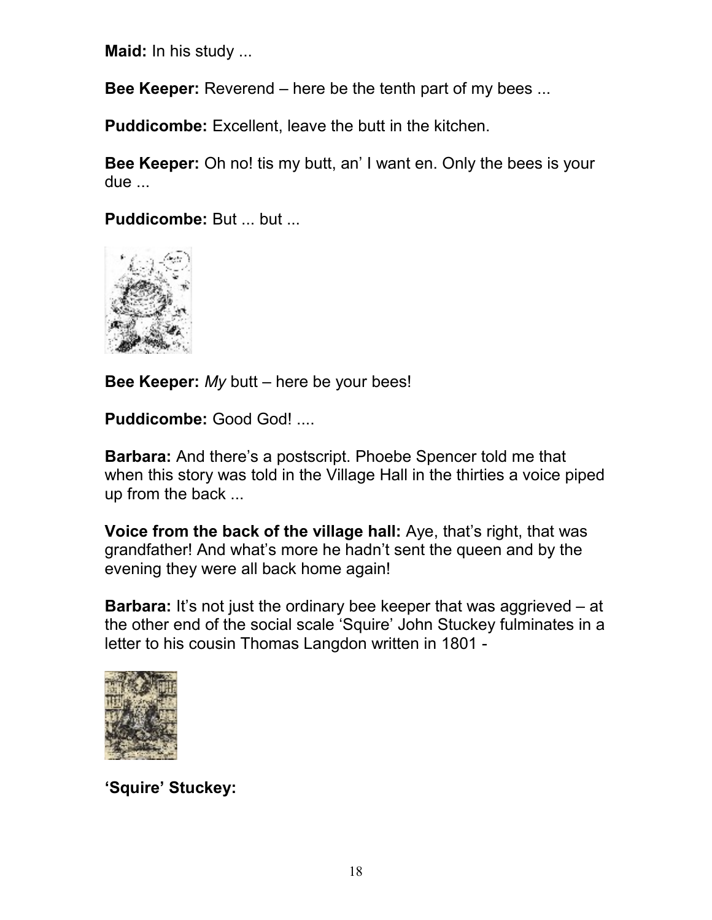**Maid:** In his study ...

**Bee Keeper:** Reverend – here be the tenth part of my bees ...

**Puddicombe:** Excellent, leave the butt in the kitchen.

**Bee Keeper:** Oh no! tis my butt, an' I want en. Only the bees is your due ...

**Puddicombe:** But ... but ...

**Bee Keeper:** *My* butt – here be your bees!

**Puddicombe:** Good God! ....

**Barbara:** And there's a postscript. Phoebe Spencer told me that when this story was told in the Village Hall in the thirties a voice piped up from the back ...

**Voice from the back of the village hall:** Aye, that's right, that was grandfather! And what's more he hadn't sent the queen and by the evening they were all back home again!

**Barbara:** It's not just the ordinary bee keeper that was aggrieved – at the other end of the social scale 'Squire' John Stuckey fulminates in a letter to his cousin Thomas Langdon written in 1801 -

**'Squire' Stuckey:**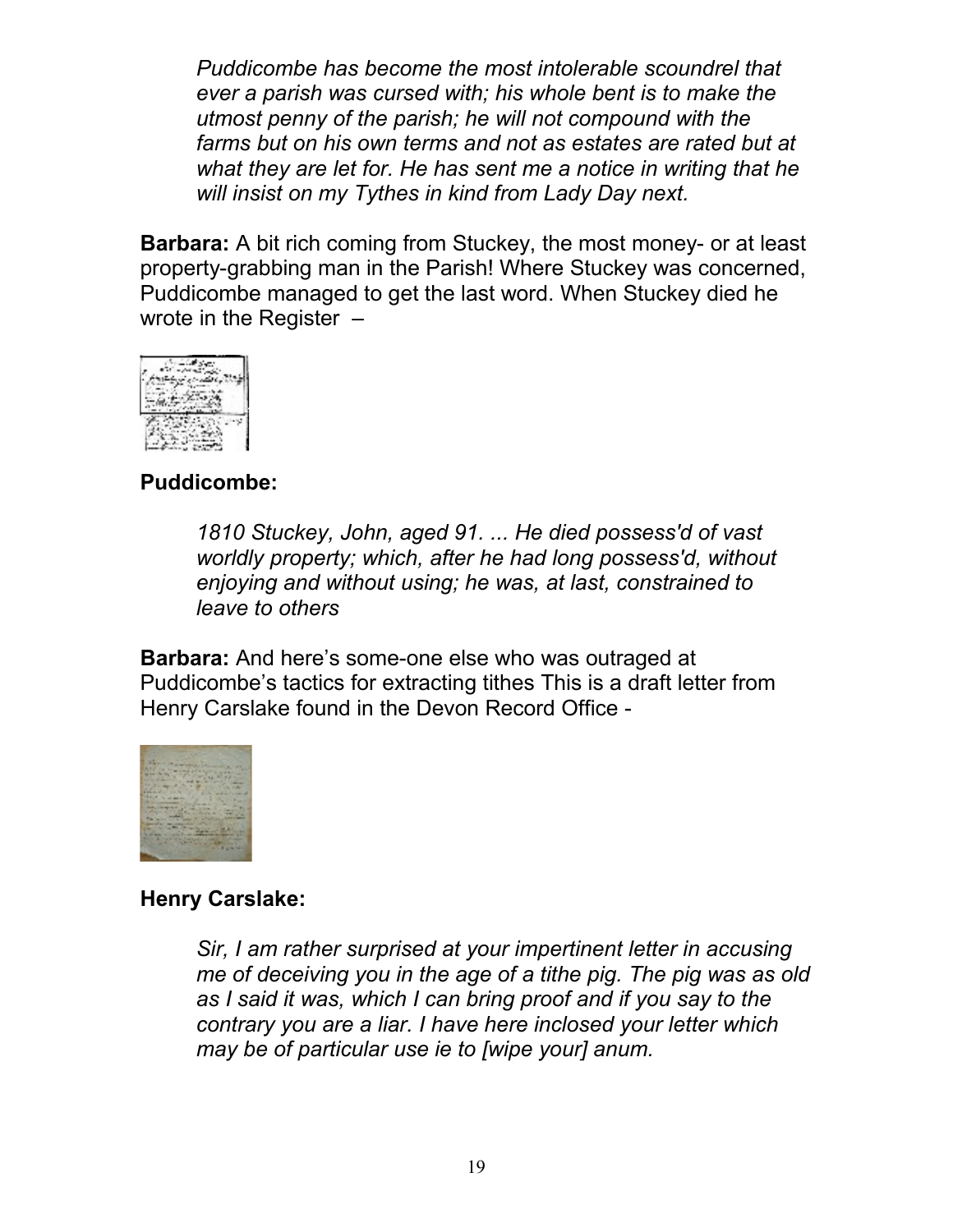*Puddicombe has become the most intolerable scoundrel that ever a parish was cursed with; his whole bent is to make the utmost penny of the parish; he will not compound with the farms but on his own terms and not as estates are rated but at what they are let for. He has sent me a notice in writing that he will insist on my Tythes in kind from Lady Day next.*

**Barbara:** A bit rich coming from Stuckey, the most money- or at least property-grabbing man in the Parish! Where Stuckey was concerned, Puddicombe managed to get the last word. When Stuckey died he wrote in the Register –

**Puddicombe:**

*1810 Stuckey, John, aged 91. ... He died possess'd of vast worldly property; which, after he had long possess'd, without enjoying and without using; he was, at last, constrained to leave to others*

**Barbara:** And here's some-one else who was outraged at Puddicombe's tactics for extracting tithes This is a draft letter from Henry Carslake found in the Devon Record Office -

**Henry Carslake:**

*Sir, I am rather surprised at your impertinent letter in accusing me of deceiving you in the age of a tithe pig. The pig was as old as I said it was, which I can bring proof and if you say to the contrary you are a liar. I have here inclosed your letter which may be of particular use ie to [wipe your] anum.*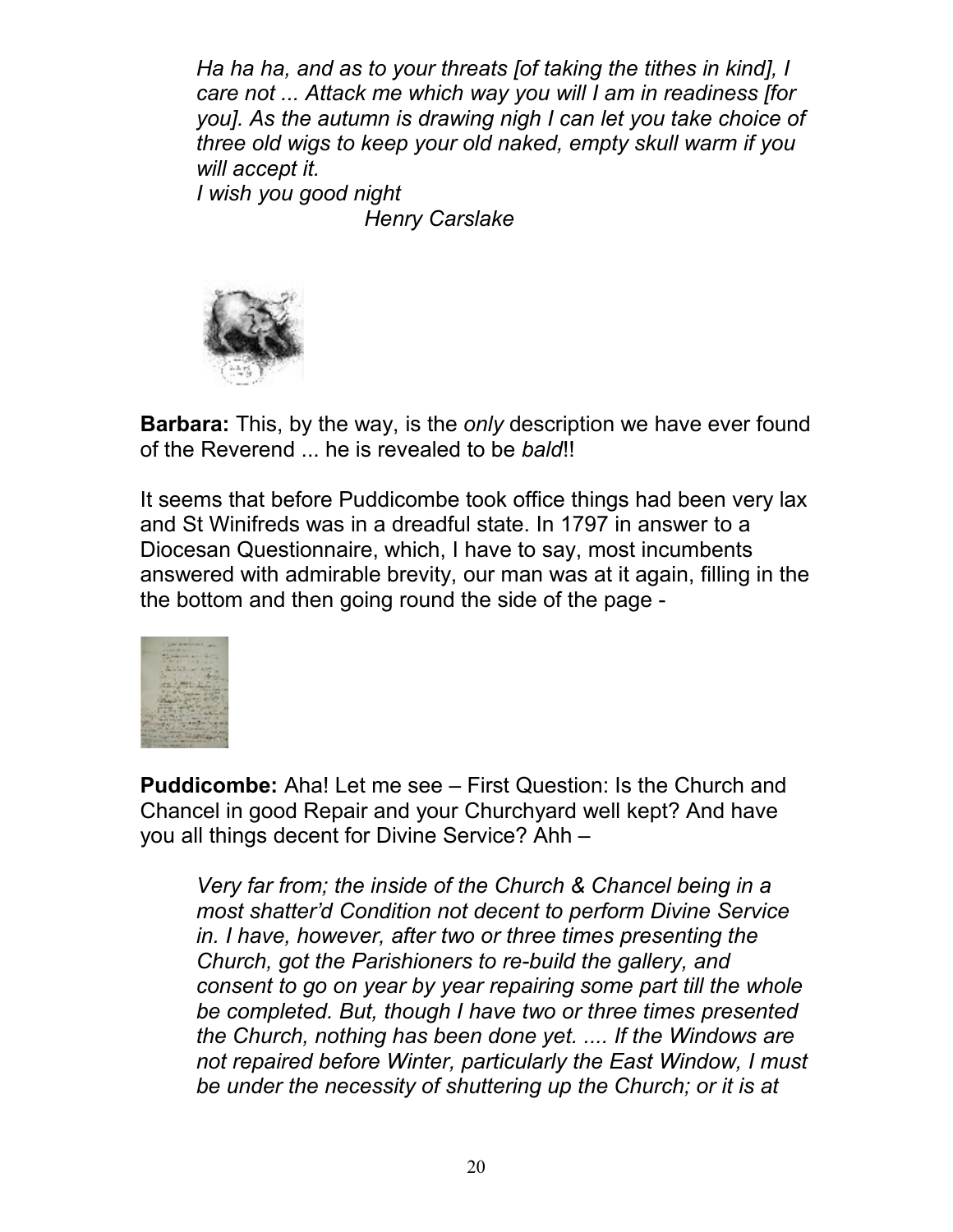*Ha ha ha, and as to your threats [of taking the tithes in kind], I care not ... Attack me which way you will I am in readiness [for you]. As the autumn is drawing nigh I can let you take choice of three old wigs to keep your old naked, empty skull warm if you will accept it.*
*I wish you good night*
*Henry Carslake*

**Barbara:** This, by the way, is the *only* description we have ever found of the Reverend ... he is revealed to be *bald*!!

It seems that before Puddicombe took office things had been very lax and St Winifreds was in a dreadful state. In 1797 in answer to a Diocesan Questionnaire, which, I have to say, most incumbents answered with admirable brevity, our man was at it again, filling in the the bottom and then going round the side of the page -

**Puddicombe:** Aha! Let me see – First Question: Is the Church and Chancel in good Repair and your Churchyard well kept? And have you all things decent for Divine Service? Ahh –

*Very far from; the inside of the Church & Chancel being in a most shatter'd Condition not decent to perform Divine Service in. I have, however, after two or three times presenting the Church, got the Parishioners to re-build the gallery, and consent to go on year by year repairing some part till the whole be completed. But, though I have two or three times presented the Church, nothing has been done yet. .... If the Windows are not repaired before Winter, particularly the East Window, I must be under the necessity of shuttering up the Church; or it is at*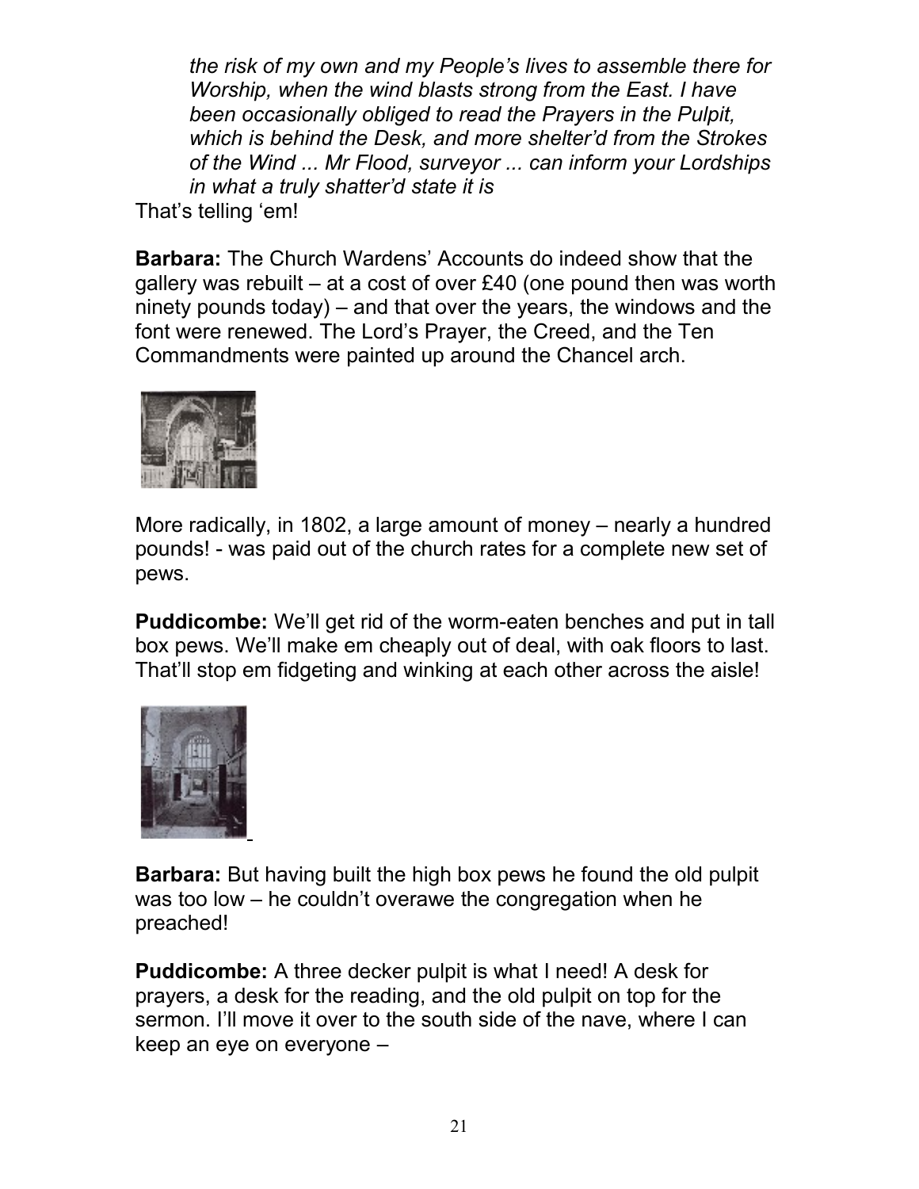*the risk of my own and my People's lives to assemble there for Worship, when the wind blasts strong from the East. I have been occasionally obliged to read the Prayers in the Pulpit, which is behind the Desk, and more shelter'd from the Strokes of the Wind ... Mr Flood, surveyor ... can inform your Lordships in what a truly shatter'd state it is*

That's telling 'em!

**Barbara:** The Church Wardens' Accounts do indeed show that the gallery was rebuilt – at a cost of over £40 (one pound then was worth ninety pounds today) – and that over the years, the windows and the font were renewed. The Lord's Prayer, the Creed, and the Ten Commandments were painted up around the Chancel arch.

More radically, in 1802, a large amount of money – nearly a hundred pounds! - was paid out of the church rates for a complete new set of pews.

**Puddicombe:** We'll get rid of the worm-eaten benches and put in tall box pews. We'll make em cheaply out of deal, with oak floors to last. That'll stop em fidgeting and winking at each other across the aisle!

**Barbara:** But having built the high box pews he found the old pulpit was too low – he couldn't overawe the congregation when he preached!

**Puddicombe:** A three decker pulpit is what I need! A desk for prayers, a desk for the reading, and the old pulpit on top for the sermon. I'll move it over to the south side of the nave, where I can keep an eye on everyone –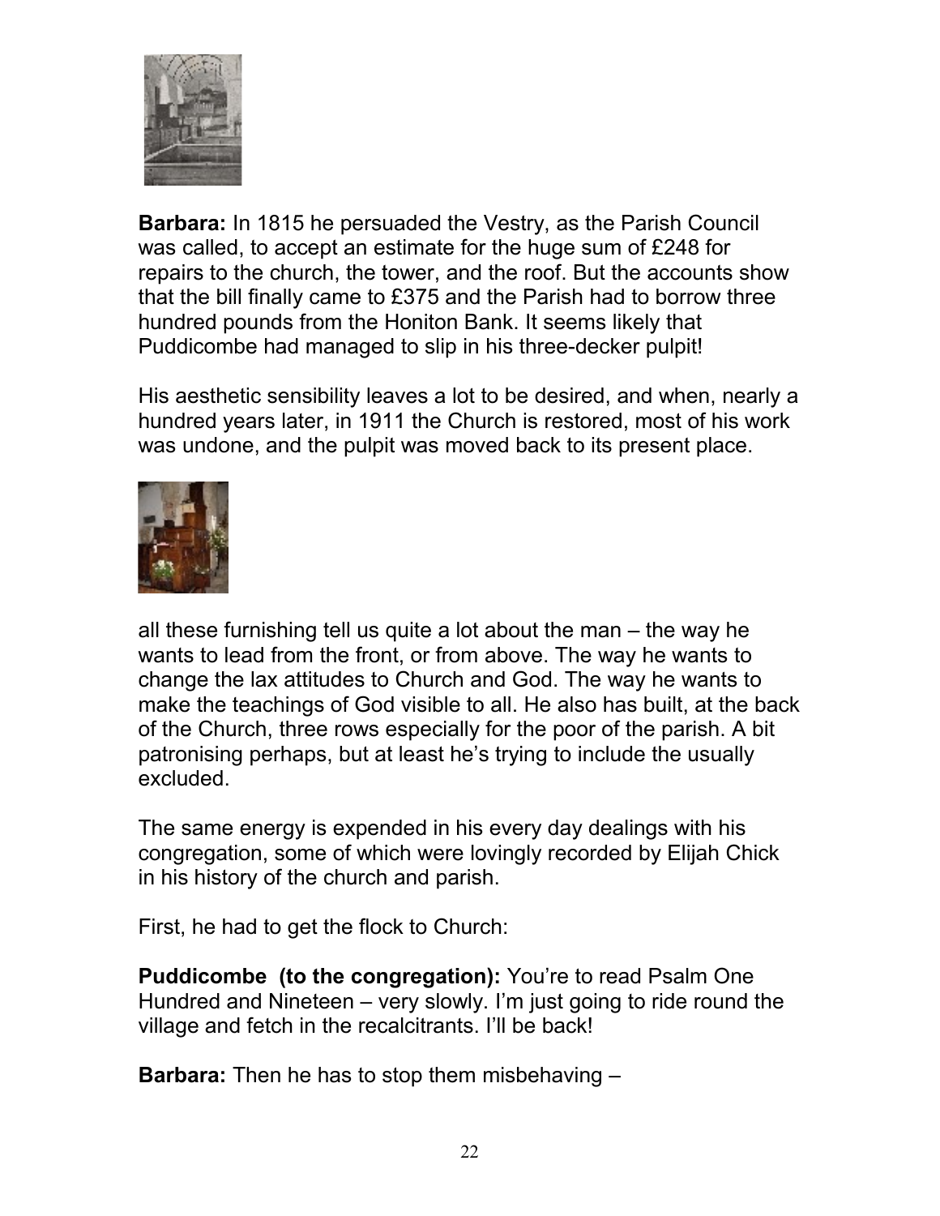**Barbara:** In 1815 he persuaded the Vestry, as the Parish Council was called, to accept an estimate for the huge sum of £248 for repairs to the church, the tower, and the roof. But the accounts show that the bill finally came to £375 and the Parish had to borrow three hundred pounds from the Honiton Bank. It seems likely that Puddicombe had managed to slip in his three-decker pulpit!

His aesthetic sensibility leaves a lot to be desired, and when, nearly a hundred years later, in 1911 the Church is restored, most of his work was undone, and the pulpit was moved back to its present place.

all these furnishing tell us quite a lot about the man – the way he wants to lead from the front, or from above. The way he wants to change the lax attitudes to Church and God. The way he wants to make the teachings of God visible to all. He also has built, at the back of the Church, three rows especially for the poor of the parish. A bit patronising perhaps, but at least he's trying to include the usually excluded.

The same energy is expended in his every day dealings with his congregation, some of which were lovingly recorded by Elijah Chick in his history of the church and parish.

First, he had to get the flock to Church:

**Puddicombe (to the congregation):** You're to read Psalm One Hundred and Nineteen – very slowly. I'm just going to ride round the village and fetch in the recalcitrants. I'll be back!

**Barbara:** Then he has to stop them misbehaving –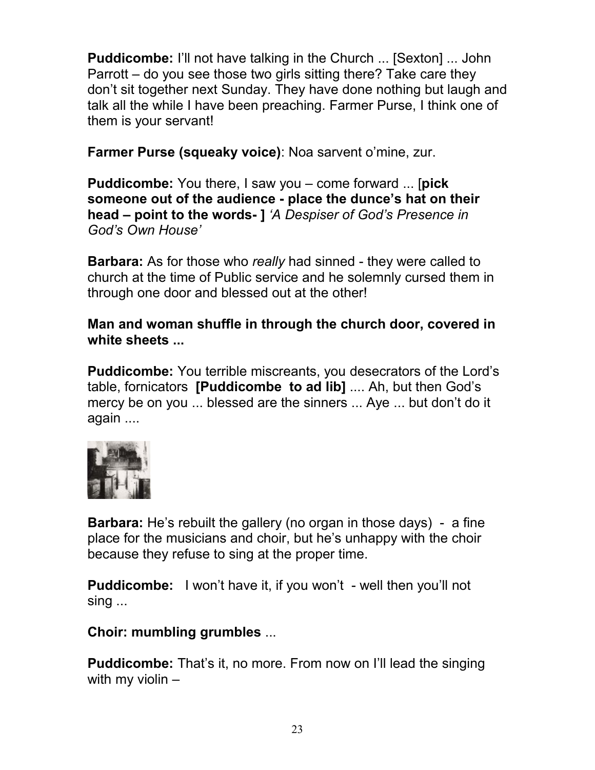**Puddicombe:** I'll not have talking in the Church ... [Sexton] ... John Parrott – do you see those two girls sitting there? Take care they don't sit together next Sunday. They have done nothing but laugh and talk all the while I have been preaching. Farmer Purse, I think one of them is your servant!

**Farmer Purse (squeaky voice)**: Noa sarvent o'mine, zur.

**Puddicombe:** You there, I saw you – come forward ... [**pick someone out of the audience - place the dunce's hat on their head – point to the words- ]** *'A Despiser of God's Presence in God's Own House'*

**Barbara:** As for those who *really* had sinned - they were called to church at the time of Public service and he solemnly cursed them in through one door and blessed out at the other!

**Man and woman shuffle in through the church door, covered in white sheets ...**

**Puddicombe:** You terrible miscreants, you desecrators of the Lord's table, fornicators **[Puddicombe to ad lib]** .... Ah, but then God's mercy be on you ... blessed are the sinners ... Aye ... but don't do it again ....

**Barbara:** He's rebuilt the gallery (no organ in those days) - a fine place for the musicians and choir, but he's unhappy with the choir because they refuse to sing at the proper time.

**Puddicombe:** I won't have it, if you won't - well then you'll not sing ...

**Choir: mumbling grumbles** ...

**Puddicombe:** That's it, no more. From now on I'll lead the singing with my violin –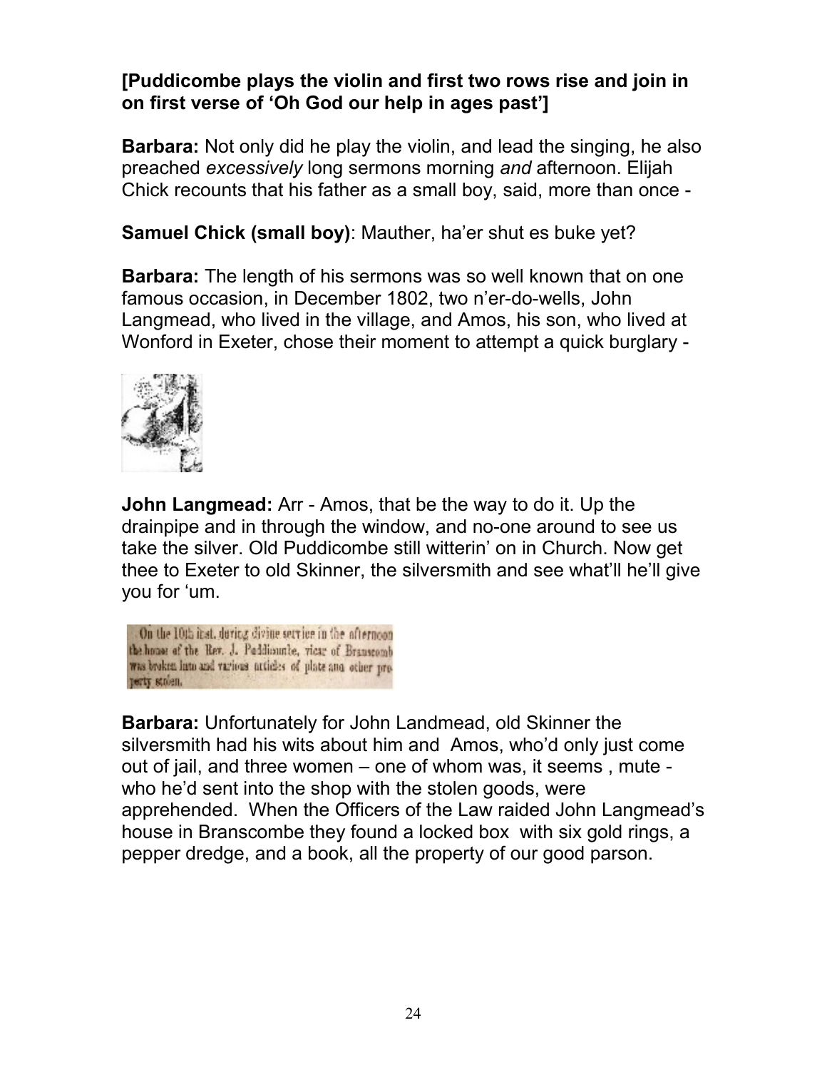**[Puddicombe plays the violin and first two rows rise and join in on first verse of 'Oh God our help in ages past']**

**Barbara:** Not only did he play the violin, and lead the singing, he also preached *excessively* long sermons morning *and* afternoon. Elijah Chick recounts that his father as a small boy, said, more than once -

**Samuel Chick (small boy)**: Mauther, ha'er shut es buke yet?

**Barbara:** The length of his sermons was so well known that on one famous occasion, in December 1802, two n'er-do-wells, John Langmead, who lived in the village, and Amos, his son, who lived at Wonford in Exeter, chose their moment to attempt a quick burglary -

**John Langmead:** Arr - Amos, that be the way to do it. Up the drainpipe and in through the window, and no-one around to see us take the silver. Old Puddicombe still witterin' on in Church. Now get thee to Exeter to old Skinner, the silversmith and see what'll he'll give you for 'um.

On the 10th inst. during divine service in the afternoon the house of the Rev. J. Puddicombe, vicar of Branscomb was broken into and various articles of plate and other property stolen.

**Barbara:** Unfortunately for John Landmead, old Skinner the silversmith had his wits about him and Amos, who'd only just come out of jail, and three women – one of whom was, it seems , mute - who he'd sent into the shop with the stolen goods, were apprehended. When the Officers of the Law raided John Langmead's house in Branscombe they found a locked box with six gold rings, a pepper dredge, and a book, all the property of our good parson.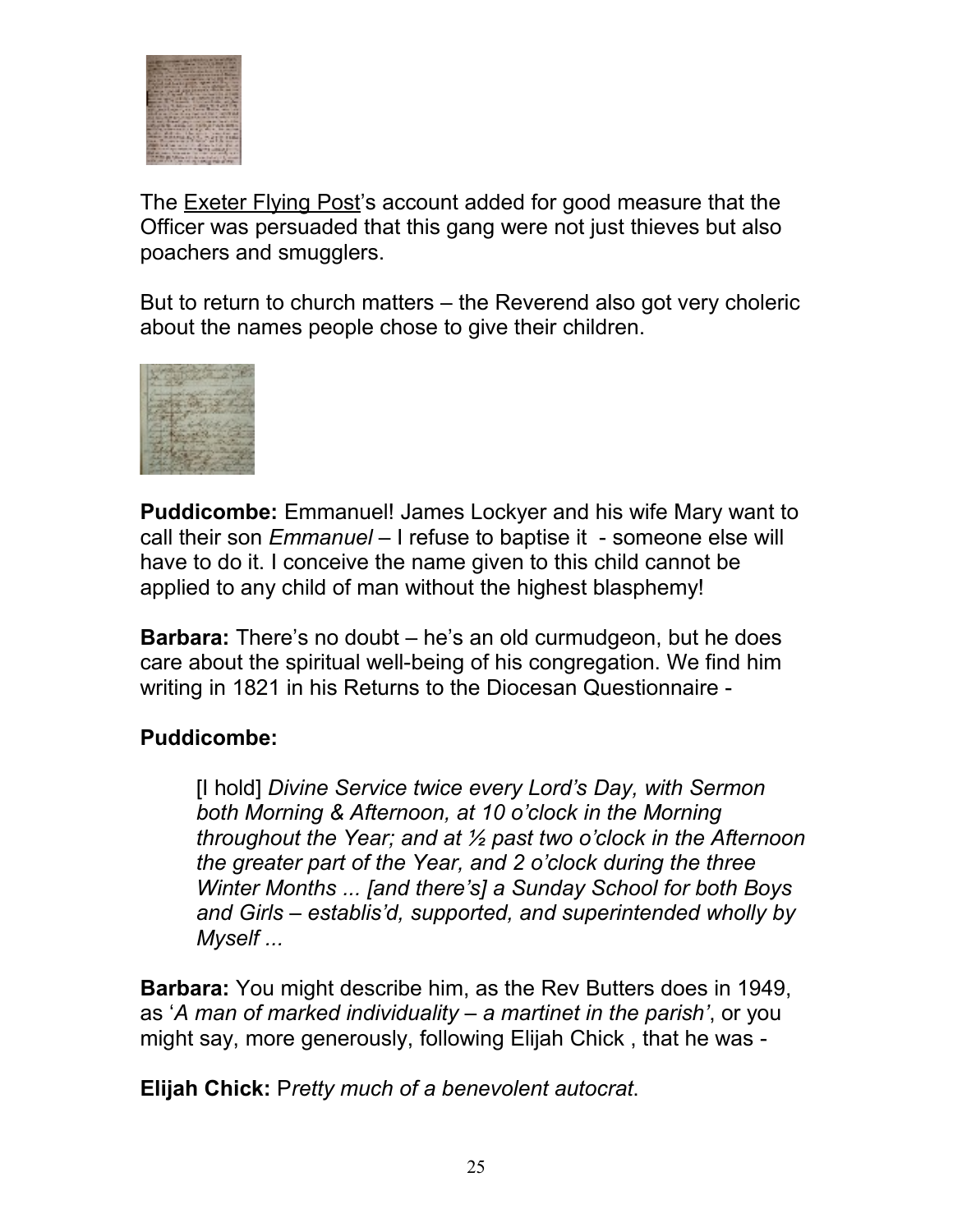The <u>Exeter Flying Post</u>'s account added for good measure that the Officer was persuaded that this gang were not just thieves but also poachers and smugglers.

But to return to church matters – the Reverend also got very choleric about the names people chose to give their children.

**Puddicombe:** Emmanuel! James Lockyer and his wife Mary want to call their son *Emmanuel* – I refuse to baptise it - someone else will have to do it. I conceive the name given to this child cannot be applied to any child of man without the highest blasphemy!

**Barbara:** There's no doubt – he's an old curmudgeon, but he does care about the spiritual well-being of his congregation. We find him writing in 1821 in his Returns to the Diocesan Questionnaire -

**Puddicombe:**

> [I hold] *Divine Service twice every Lord's Day, with Sermon both Morning & Afternoon, at 10 o'clock in the Morning throughout the Year; and at ½ past two o'clock in the Afternoon the greater part of the Year, and 2 o'clock during the three Winter Months ... [and there's] a Sunday School for both Boys and Girls – establis'd, supported, and superintended wholly by Myself ...*

**Barbara:** You might describe him, as the Rev Butters does in 1949, as '*A man of marked individuality – a martinet in the parish'*, or you might say, more generously, following Elijah Chick , that he was -

**Elijah Chick:** P*retty much of a benevolent autocrat*.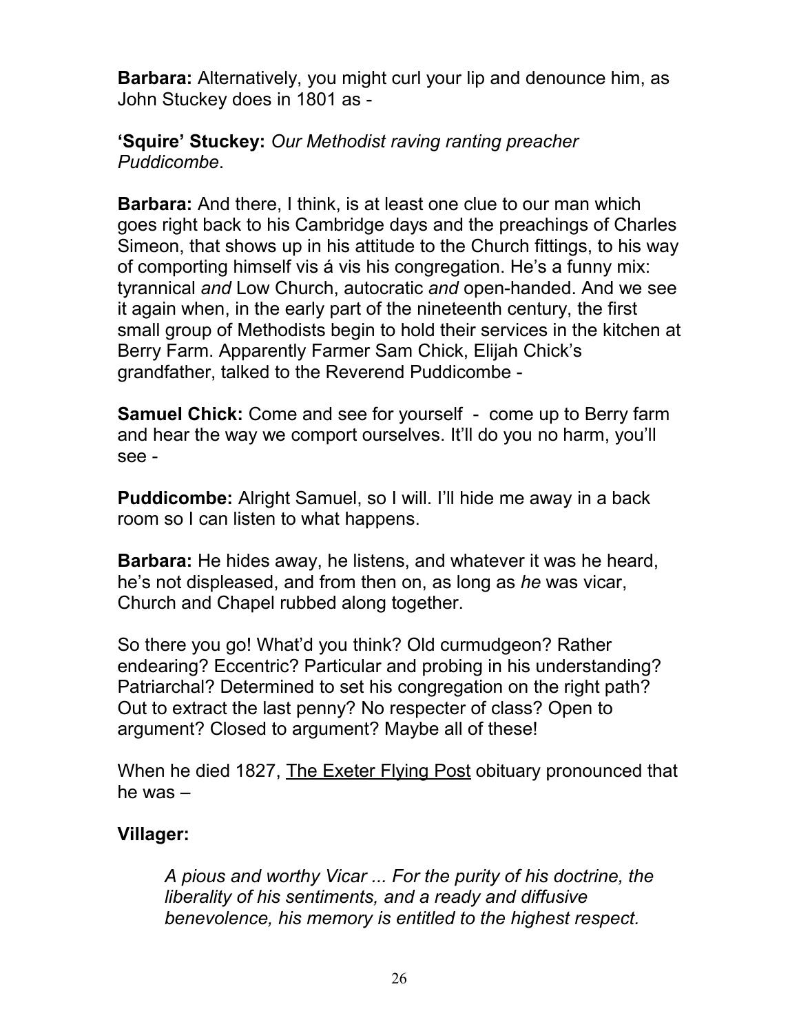**Barbara:** Alternatively, you might curl your lip and denounce him, as John Stuckey does in 1801 as -

**'Squire' Stuckey:** *Our Methodist raving ranting preacher Puddicombe*.

**Barbara:** And there, I think, is at least one clue to our man which goes right back to his Cambridge days and the preachings of Charles Simeon, that shows up in his attitude to the Church fittings, to his way of comporting himself vis á vis his congregation. He's a funny mix: tyrannical *and* Low Church, autocratic *and* open-handed. And we see it again when, in the early part of the nineteenth century, the first small group of Methodists begin to hold their services in the kitchen at Berry Farm. Apparently Farmer Sam Chick, Elijah Chick's grandfather, talked to the Reverend Puddicombe -

**Samuel Chick:** Come and see for yourself - come up to Berry farm and hear the way we comport ourselves. It'll do you no harm, you'll see -

**Puddicombe:** Alright Samuel, so I will. I'll hide me away in a back room so I can listen to what happens.

**Barbara:** He hides away, he listens, and whatever it was he heard, he's not displeased, and from then on, as long as *he* was vicar, Church and Chapel rubbed along together.

So there you go! What'd you think? Old curmudgeon? Rather endearing? Eccentric? Particular and probing in his understanding? Patriarchal? Determined to set his congregation on the right path? Out to extract the last penny? No respecter of class? Open to argument? Closed to argument? Maybe all of these!

When he died 1827, The Exeter Flying Post obituary pronounced that he was –

**Villager:**

> *A pious and worthy Vicar ... For the purity of his doctrine, the liberality of his sentiments, and a ready and diffusive benevolence, his memory is entitled to the highest respect.*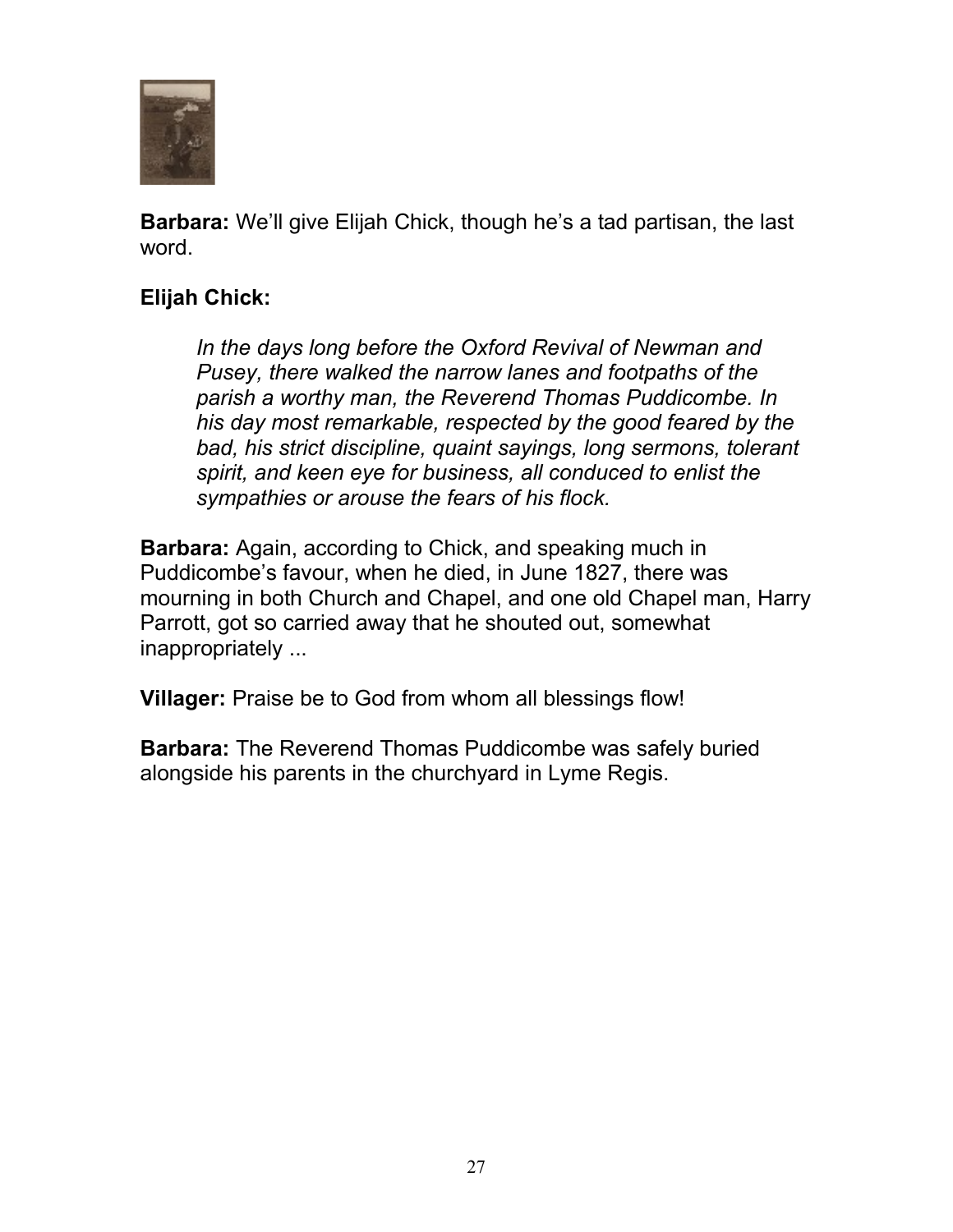**Barbara:** We'll give Elijah Chick, though he's a tad partisan, the last word.

**Elijah Chick:**

> *In the days long before the Oxford Revival of Newman and Pusey, there walked the narrow lanes and footpaths of the parish a worthy man, the Reverend Thomas Puddicombe. In his day most remarkable, respected by the good feared by the bad, his strict discipline, quaint sayings, long sermons, tolerant spirit, and keen eye for business, all conduced to enlist the sympathies or arouse the fears of his flock.*

**Barbara:** Again, according to Chick, and speaking much in Puddicombe's favour, when he died, in June 1827, there was mourning in both Church and Chapel, and one old Chapel man, Harry Parrott, got so carried away that he shouted out, somewhat inappropriately ...

**Villager:** Praise be to God from whom all blessings flow!

**Barbara:** The Reverend Thomas Puddicombe was safely buried alongside his parents in the churchyard in Lyme Regis.